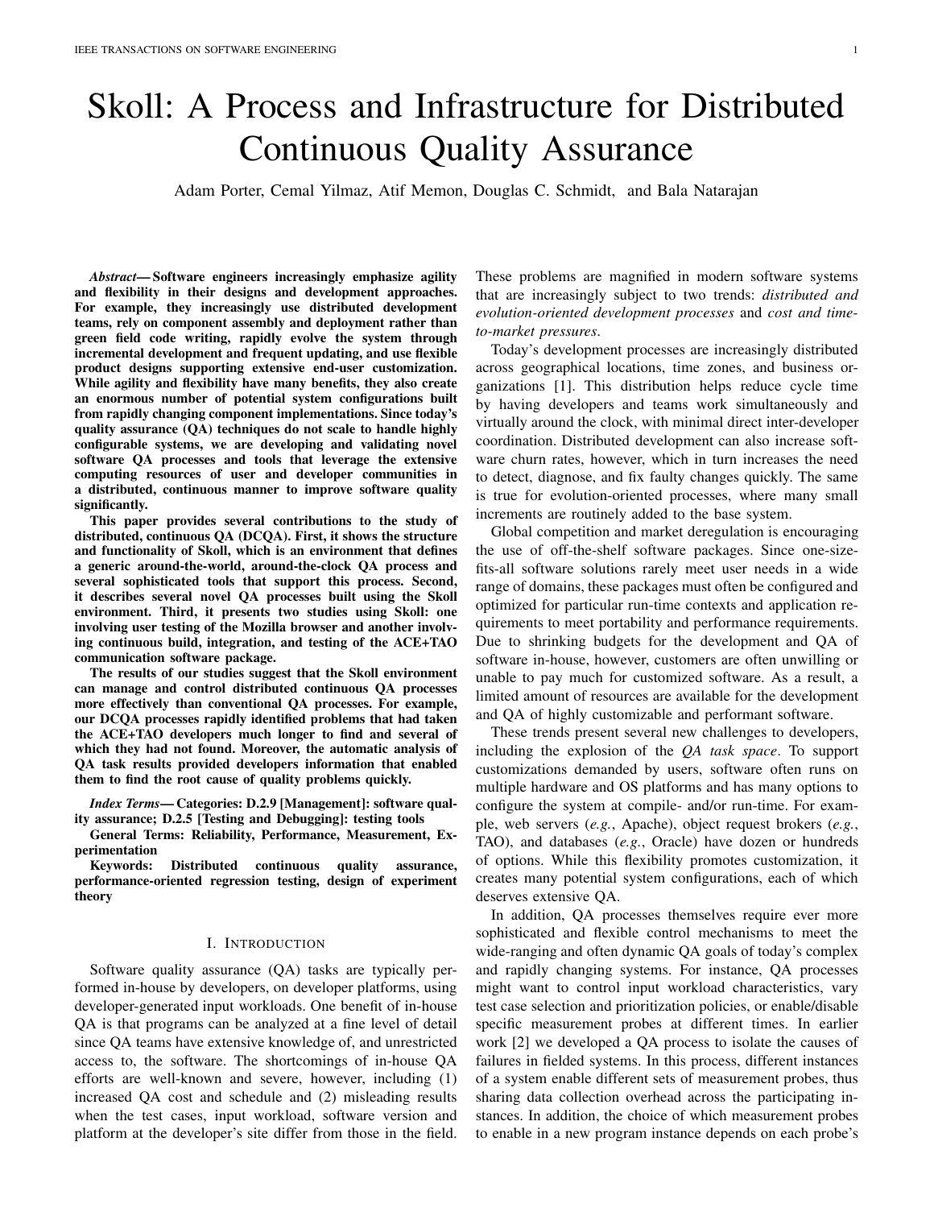# Skoll: A Process and Infrastructure for Distributed Continuous Quality Assurance

Adam Porter, Cemal Yilmaz, Atif Memon, Douglas C. Schmidt, and Bala Natarajan

***Abstract*— Software engineers increasingly emphasize agility and flexibility in their designs and development approaches. For example, they increasingly use distributed development teams, rely on component assembly and deployment rather than green field code writing, rapidly evolve the system through incremental development and frequent updating, and use flexible product designs supporting extensive end-user customization. While agility and flexibility have many benefits, they also create an enormous number of potential system configurations built from rapidly changing component implementations. Since today's quality assurance (QA) techniques do not scale to handle highly configurable systems, we are developing and validating novel software QA processes and tools that leverage the extensive computing resources of user and developer communities in a distributed, continuous manner to improve software quality significantly.**

**This paper provides several contributions to the study of distributed, continuous QA (DCQA). First, it shows the structure and functionality of Skoll, which is an environment that defines a generic around-the-world, around-the-clock QA process and several sophisticated tools that support this process. Second, it describes several novel QA processes built using the Skoll environment. Third, it presents two studies using Skoll: one involving user testing of the Mozilla browser and another involving continuous build, integration, and testing of the ACE+TAO communication software package.**

**The results of our studies suggest that the Skoll environment can manage and control distributed continuous QA processes more effectively than conventional QA processes. For example, our DCQA processes rapidly identified problems that had taken the ACE+TAO developers much longer to find and several of which they had not found. Moreover, the automatic analysis of QA task results provided developers information that enabled them to find the root cause of quality problems quickly.**

***Index Terms*— Categories: D.2.9 [Management]: software quality assurance; D.2.5 [Testing and Debugging]: testing tools**

**General Terms: Reliability, Performance, Measurement, Experimentation**

**Keywords: Distributed continuous quality assurance, performance-oriented regression testing, design of experiment theory**

## I. Introduction

Software quality assurance (QA) tasks are typically performed in-house by developers, on developer platforms, using developer-generated input workloads. One benefit of in-house QA is that programs can be analyzed at a fine level of detail since QA teams have extensive knowledge of, and unrestricted access to, the software. The shortcomings of in-house QA efforts are well-known and severe, however, including (1) increased QA cost and schedule and (2) misleading results when the test cases, input workload, software version and platform at the developer's site differ from those in the field. These problems are magnified in modern software systems that are increasingly subject to two trends: *distributed and evolution-oriented development processes* and *cost and time-to-market pressures*.

Today's development processes are increasingly distributed across geographical locations, time zones, and business organizations [1]. This distribution helps reduce cycle time by having developers and teams work simultaneously and virtually around the clock, with minimal direct inter-developer coordination. Distributed development can also increase software churn rates, however, which in turn increases the need to detect, diagnose, and fix faulty changes quickly. The same is true for evolution-oriented processes, where many small increments are routinely added to the base system.

Global competition and market deregulation is encouraging the use of off-the-shelf software packages. Since one-size-fits-all software solutions rarely meet user needs in a wide range of domains, these packages must often be configured and optimized for particular run-time contexts and application requirements to meet portability and performance requirements. Due to shrinking budgets for the development and QA of software in-house, however, customers are often unwilling or unable to pay much for customized software. As a result, a limited amount of resources are available for the development and QA of highly customizable and performant software.

These trends present several new challenges to developers, including the explosion of the *QA task space*. To support customizations demanded by users, software often runs on multiple hardware and OS platforms and has many options to configure the system at compile- and/or run-time. For example, web servers (*e.g.*, Apache), object request brokers (*e.g.*, TAO), and databases (*e.g.*, Oracle) have dozen or hundreds of options. While this flexibility promotes customization, it creates many potential system configurations, each of which deserves extensive QA.

In addition, QA processes themselves require ever more sophisticated and flexible control mechanisms to meet the wide-ranging and often dynamic QA goals of today's complex and rapidly changing systems. For instance, QA processes might want to control input workload characteristics, vary test case selection and prioritization policies, or enable/disable specific measurement probes at different times. In earlier work [2] we developed a QA process to isolate the causes of failures in fielded systems. In this process, different instances of a system enable different sets of measurement probes, thus sharing data collection overhead across the participating instances. In addition, the choice of which measurement probes to enable in a new program instance depends on each probe's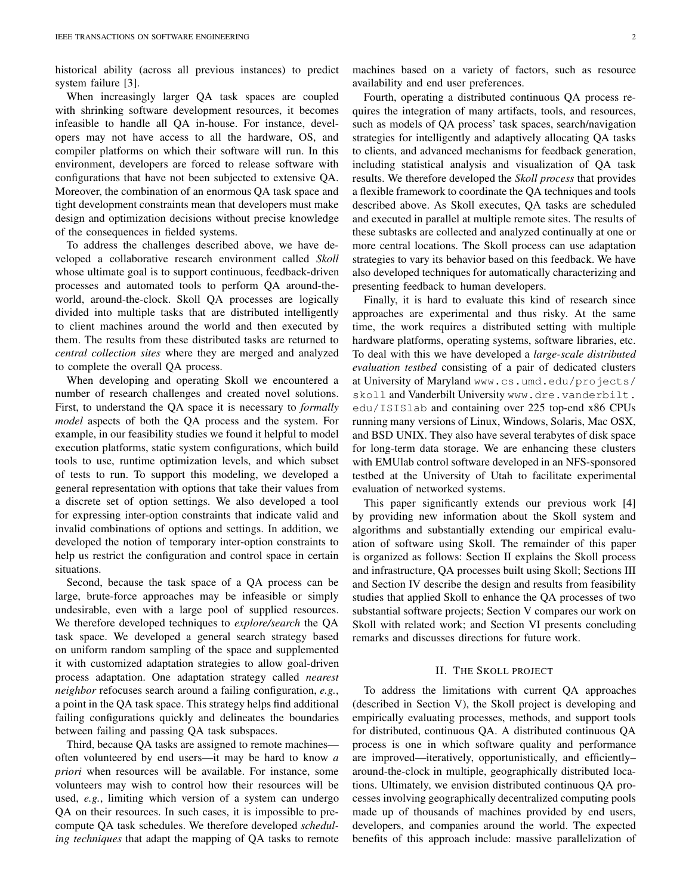historical ability (across all previous instances) to predict system failure [3].

When increasingly larger QA task spaces are coupled with shrinking software development resources, it becomes infeasible to handle all QA in-house. For instance, developers may not have access to all the hardware, OS, and compiler platforms on which their software will run. In this environment, developers are forced to release software with configurations that have not been subjected to extensive QA. Moreover, the combination of an enormous QA task space and tight development constraints mean that developers must make design and optimization decisions without precise knowledge of the consequences in fielded systems.

To address the challenges described above, we have developed a collaborative research environment called *Skoll* whose ultimate goal is to support continuous, feedback-driven processes and automated tools to perform QA around-the-world, around-the-clock. Skoll QA processes are logically divided into multiple tasks that are distributed intelligently to client machines around the world and then executed by them. The results from these distributed tasks are returned to *central collection sites* where they are merged and analyzed to complete the overall QA process.

When developing and operating Skoll we encountered a number of research challenges and created novel solutions. First, to understand the QA space it is necessary to *formally model* aspects of both the QA process and the system. For example, in our feasibility studies we found it helpful to model execution platforms, static system configurations, which build tools to use, runtime optimization levels, and which subset of tests to run. To support this modeling, we developed a general representation with options that take their values from a discrete set of option settings. We also developed a tool for expressing inter-option constraints that indicate valid and invalid combinations of options and settings. In addition, we developed the notion of temporary inter-option constraints to help us restrict the configuration and control space in certain situations.

Second, because the task space of a QA process can be large, brute-force approaches may be infeasible or simply undesirable, even with a large pool of supplied resources. We therefore developed techniques to *explore/search* the QA task space. We developed a general search strategy based on uniform random sampling of the space and supplemented it with customized adaptation strategies to allow goal-driven process adaptation. One adaptation strategy called *nearest neighbor* refocuses search around a failing configuration, *e.g.*, a point in the QA task space. This strategy helps find additional failing configurations quickly and delineates the boundaries between failing and passing QA task subspaces.

Third, because QA tasks are assigned to remote machines—often volunteered by end users—it may be hard to know *a priori* when resources will be available. For instance, some volunteers may wish to control how their resources will be used, *e.g.*, limiting which version of a system can undergo QA on their resources. In such cases, it is impossible to pre-compute QA task schedules. We therefore developed *scheduling techniques* that adapt the mapping of QA tasks to remote machines based on a variety of factors, such as resource availability and end user preferences.

Fourth, operating a distributed continuous QA process requires the integration of many artifacts, tools, and resources, such as models of QA process' task spaces, search/navigation strategies for intelligently and adaptively allocating QA tasks to clients, and advanced mechanisms for feedback generation, including statistical analysis and visualization of QA task results. We therefore developed the *Skoll process* that provides a flexible framework to coordinate the QA techniques and tools described above. As Skoll executes, QA tasks are scheduled and executed in parallel at multiple remote sites. The results of these subtasks are collected and analyzed continually at one or more central locations. The Skoll process can use adaptation strategies to vary its behavior based on this feedback. We have also developed techniques for automatically characterizing and presenting feedback to human developers.

Finally, it is hard to evaluate this kind of research since approaches are experimental and thus risky. At the same time, the work requires a distributed setting with multiple hardware platforms, operating systems, software libraries, etc. To deal with this we have developed a *large-scale distributed evaluation testbed* consisting of a pair of dedicated clusters at University of Maryland `www.cs.umd.edu/projects/skoll` and Vanderbilt University `www.dre.vanderbilt.edu/ISISlab` and containing over 225 top-end x86 CPUs running many versions of Linux, Windows, Solaris, Mac OSX, and BSD UNIX. They also have several terabytes of disk space for long-term data storage. We are enhancing these clusters with EMUlab control software developed in an NFS-sponsored testbed at the University of Utah to facilitate experimental evaluation of networked systems.

This paper significantly extends our previous work [4] by providing new information about the Skoll system and algorithms and substantially extending our empirical evaluation of software using Skoll. The remainder of this paper is organized as follows: Section II explains the Skoll process and infrastructure, QA processes built using Skoll; Sections III and Section IV describe the design and results from feasibility studies that applied Skoll to enhance the QA processes of two substantial software projects; Section V compares our work on Skoll with related work; and Section VI presents concluding remarks and discusses directions for future work.

## II. The Skoll project

To address the limitations with current QA approaches (described in Section V), the Skoll project is developing and empirically evaluating processes, methods, and support tools for distributed, continuous QA. A distributed continuous QA process is one in which software quality and performance are improved—iteratively, opportunistically, and efficiently–around-the-clock in multiple, geographically distributed locations. Ultimately, we envision distributed continuous QA processes involving geographically decentralized computing pools made up of thousands of machines provided by end users, developers, and companies around the world. The expected benefits of this approach include: massive parallelization of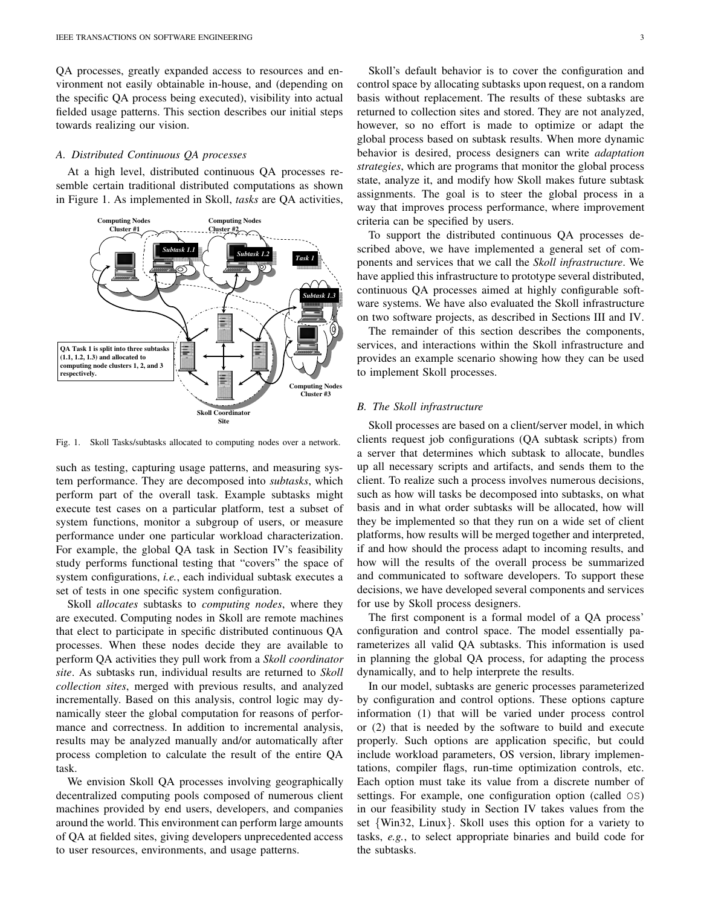QA processes, greatly expanded access to resources and environment not easily obtainable in-house, and (depending on the specific QA process being executed), visibility into actual fielded usage patterns. This section describes our initial steps towards realizing our vision.

### A. Distributed Continuous QA processes

At a high level, distributed continuous QA processes resemble certain traditional distributed computations as shown in Figure 1. As implemented in Skoll, *tasks* are QA activities,

Computing Nodes Cluster #1

Computing Nodes Cluster #2

Subtask 1.1

Subtask 1.2

Task 1

Subtask 1.3

QA Task 1 is split into three subtasks (1.1, 1.2, 1.3) and allocated to computing node clusters 1, 2, and 3 respectively.

Computing Nodes Cluster #3

Skoll Coordinator Site

Fig. 1. Skoll Tasks/subtasks allocated to computing nodes over a network.

such as testing, capturing usage patterns, and measuring system performance. They are decomposed into *subtasks*, which perform part of the overall task. Example subtasks might execute test cases on a particular platform, test a subset of system functions, monitor a subgroup of users, or measure performance under one particular workload characterization. For example, the global QA task in Section IV's feasibility study performs functional testing that "covers" the space of system configurations, *i.e.*, each individual subtask executes a set of tests in one specific system configuration.

Skoll *allocates* subtasks to *computing nodes*, where they are executed. Computing nodes in Skoll are remote machines that elect to participate in specific distributed continuous QA processes. When these nodes decide they are available to perform QA activities they pull work from a *Skoll coordinator site*. As subtasks run, individual results are returned to *Skoll collection sites*, merged with previous results, and analyzed incrementally. Based on this analysis, control logic may dynamically steer the global computation for reasons of performance and correctness. In addition to incremental analysis, results may be analyzed manually and/or automatically after process completion to calculate the result of the entire QA task.

We envision Skoll QA processes involving geographically decentralized computing pools composed of numerous client machines provided by end users, developers, and companies around the world. This environment can perform large amounts of QA at fielded sites, giving developers unprecedented access to user resources, environments, and usage patterns.

Skoll's default behavior is to cover the configuration and control space by allocating subtasks upon request, on a random basis without replacement. The results of these subtasks are returned to collection sites and stored. They are not analyzed, however, so no effort is made to optimize or adapt the global process based on subtask results. When more dynamic behavior is desired, process designers can write *adaptation strategies*, which are programs that monitor the global process state, analyze it, and modify how Skoll makes future subtask assignments. The goal is to steer the global process in a way that improves process performance, where improvement criteria can be specified by users.

To support the distributed continuous QA processes described above, we have implemented a general set of components and services that we call the *Skoll infrastructure*. We have applied this infrastructure to prototype several distributed, continuous QA processes aimed at highly configurable software systems. We have also evaluated the Skoll infrastructure on two software projects, as described in Sections III and IV.

The remainder of this section describes the components, services, and interactions within the Skoll infrastructure and provides an example scenario showing how they can be used to implement Skoll processes.

### B. The Skoll infrastructure

Skoll processes are based on a client/server model, in which clients request job configurations (QA subtask scripts) from a server that determines which subtask to allocate, bundles up all necessary scripts and artifacts, and sends them to the client. To realize such a process involves numerous decisions, such as how will tasks be decomposed into subtasks, on what basis and in what order subtasks will be allocated, how will they be implemented so that they run on a wide set of client platforms, how results will be merged together and interpreted, if and how should the process adapt to incoming results, and how will the results of the overall process be summarized and communicated to software developers. To support these decisions, we have developed several components and services for use by Skoll process designers.

The first component is a formal model of a QA process' configuration and control space. The model essentially parameterizes all valid QA subtasks. This information is used in planning the global QA process, for adapting the process dynamically, and to help interprete the results.

In our model, subtasks are generic processes parameterized by configuration and control options. These options capture information (1) that will be varied under process control or (2) that is needed by the software to build and execute properly. Such options are application specific, but could include workload parameters, OS version, library implementations, compiler flags, run-time optimization controls, etc. Each option must take its value from a discrete number of settings. For example, one configuration option (called `OS`) in our feasibility study in Section IV takes values from the set {Win32, Linux}. Skoll uses this option for a variety to tasks, *e.g.*, to select appropriate binaries and build code for the subtasks.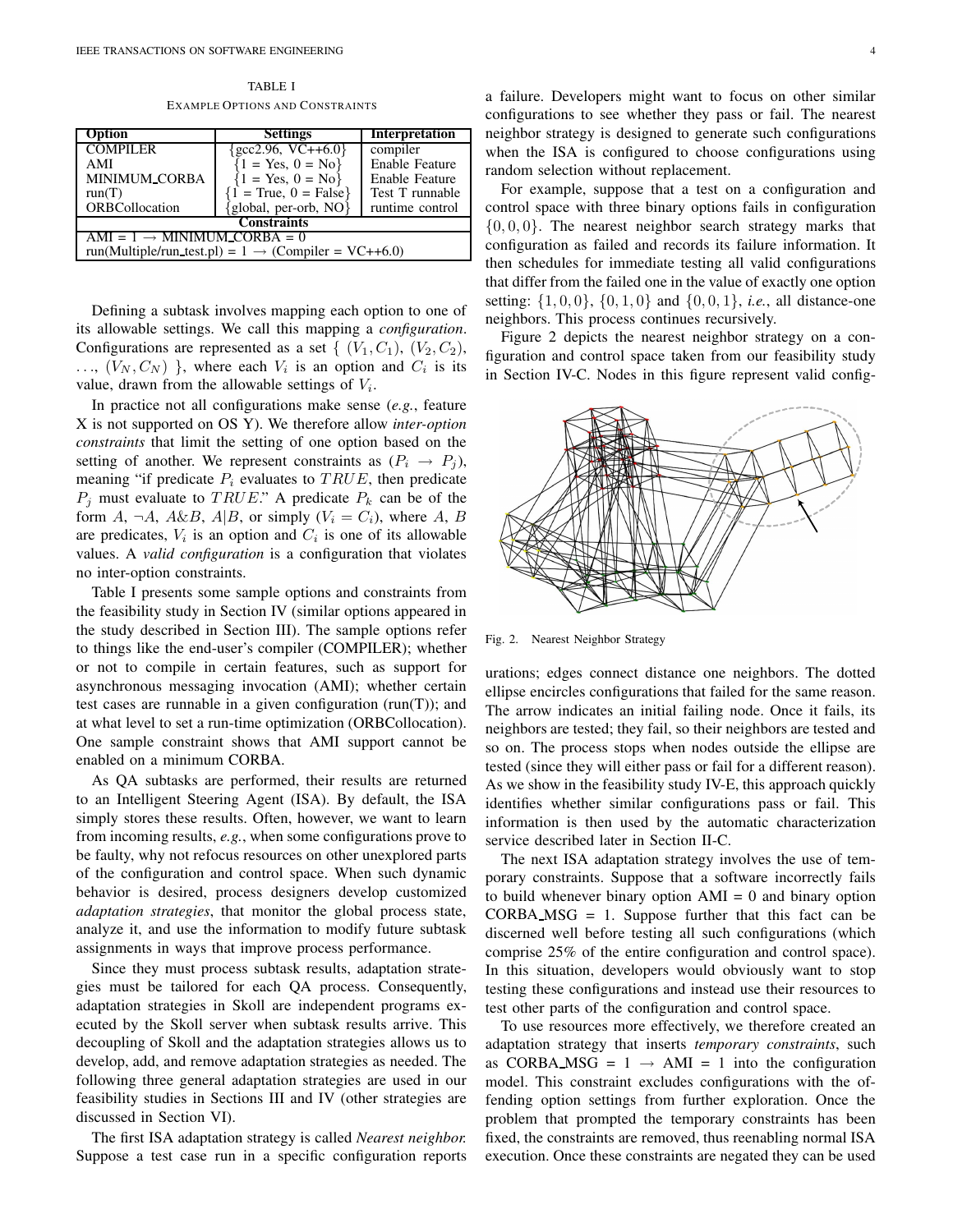TABLE I
EXAMPLE OPTIONS AND CONSTRAINTS

| Option | Settings | Interpretation |
|---|---|---|
| COMPILER | {gcc2.96, VC++6.0} | compiler |
| AMI | {1 = Yes, 0 = No} | Enable Feature |
| MINIMUM_CORBA | {1 = Yes, 0 = No} | Enable Feature |
| run(T) | {1 = True, 0 = False} | Test T runnable |
| ORBCollocation | {global, per-orb, NO} | runtime control |
| **Constraints** | | |
| AMI = 1 → MINIMUM_CORBA = 0 | | |
| run(Multiple/run_test.pl) = 1 → (Compiler = VC++6.0) | | |

Defining a subtask involves mapping each option to one of its allowable settings. We call this mapping a *configuration*. Configurations are represented as a set { $(V_1, C_1)$, $(V_2, C_2)$, ..., $(V_N, C_N)$ }, where each $V_i$ is an option and $C_i$ is its value, drawn from the allowable settings of $V_i$.

In practice not all configurations make sense (*e.g.*, feature X is not supported on OS Y). We therefore allow *inter-option constraints* that limit the setting of one option based on the setting of another. We represent constraints as $(P_i \rightarrow P_j)$, meaning "if predicate $P_i$ evaluates to $TRUE$, then predicate $P_j$ must evaluate to $TRUE$." A predicate $P_k$ can be of the form $A$, $\neg A$, $A \& B$, $A|B$, or simply $(V_i = C_i)$, where $A$, $B$ are predicates, $V_i$ is an option and $C_i$ is one of its allowable values. A *valid configuration* is a configuration that violates no inter-option constraints.

Table I presents some sample options and constraints from the feasibility study in Section IV (similar options appeared in the study described in Section III). The sample options refer to things like the end-user's compiler (COMPILER); whether or not to compile in certain features, such as support for asynchronous messaging invocation (AMI); whether certain test cases are runnable in a given configuration (run(T)); and at what level to set a run-time optimization (ORBCollocation). One sample constraint shows that AMI support cannot be enabled on a minimum CORBA.

As QA subtasks are performed, their results are returned to an Intelligent Steering Agent (ISA). By default, the ISA simply stores these results. Often, however, we want to learn from incoming results, *e.g.*, when some configurations prove to be faulty, why not refocus resources on other unexplored parts of the configuration and control space. When such dynamic behavior is desired, process designers develop customized *adaptation strategies*, that monitor the global process state, analyze it, and use the information to modify future subtask assignments in ways that improve process performance.

Since they must process subtask results, adaptation strategies must be tailored for each QA process. Consequently, adaptation strategies in Skoll are independent programs executed by the Skoll server when subtask results arrive. This decoupling of Skoll and the adaptation strategies allows us to develop, add, and remove adaptation strategies as needed. The following three general adaptation strategies are used in our feasibility studies in Sections III and IV (other strategies are discussed in Section VI).

The first ISA adaptation strategy is called *Nearest neighbor.* Suppose a test case run in a specific configuration reports a failure. Developers might want to focus on other similar configurations to see whether they pass or fail. The nearest neighbor strategy is designed to generate such configurations when the ISA is configured to choose configurations using random selection without replacement.

For example, suppose that a test on a configuration and control space with three binary options fails in configuration $\{0, 0, 0\}$. The nearest neighbor search strategy marks that configuration as failed and records its failure information. It then schedules for immediate testing all valid configurations that differ from the failed one in the value of exactly one option setting: $\{1, 0, 0\}$, $\{0, 1, 0\}$ and $\{0, 0, 1\}$, *i.e.*, all distance-one neighbors. This process continues recursively.

Figure 2 depicts the nearest neighbor strategy on a configuration and control space taken from our feasibility study in Section IV-C. Nodes in this figure represent valid configurations; edges connect distance one neighbors. The dotted ellipse encircles configurations that failed for the same reason. The arrow indicates an initial failing node. Once it fails, its neighbors are tested; they fail, so their neighbors are tested and so on. The process stops when nodes outside the ellipse are tested (since they will either pass or fail for a different reason). As we show in the feasibility study IV-E, this approach quickly identifies whether similar configurations pass or fail. This information is then used by the automatic characterization service described later in Section II-C.

Fig. 2. Nearest Neighbor Strategy

The next ISA adaptation strategy involves the use of temporary constraints. Suppose that a software incorrectly fails to build whenever binary option AMI = 0 and binary option CORBA_MSG = 1. Suppose further that this fact can be discerned well before testing all such configurations (which comprise 25% of the entire configuration and control space). In this situation, developers would obviously want to stop testing these configurations and instead use their resources to test other parts of the configuration and control space.

To use resources more effectively, we therefore created an adaptation strategy that inserts *temporary constraints*, such as CORBA_MSG = 1 → AMI = 1 into the configuration model. This constraint excludes configurations with the offending option settings from further exploration. Once the problem that prompted the temporary constraints has been fixed, the constraints are removed, thus reenabling normal ISA execution. Once these constraints are negated they can be used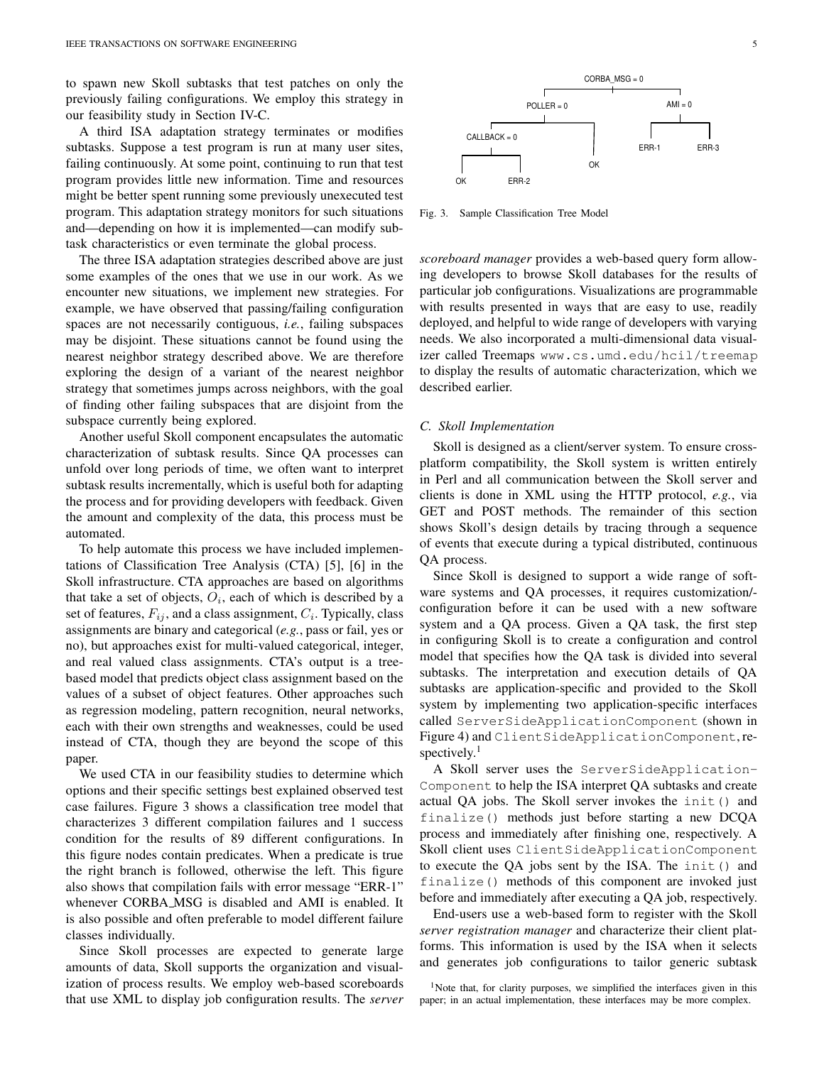to spawn new Skoll subtasks that test patches on only the previously failing configurations. We employ this strategy in our feasibility study in Section IV-C.

A third ISA adaptation strategy terminates or modifies subtasks. Suppose a test program is run at many user sites, failing continuously. At some point, continuing to run that test program provides little new information. Time and resources might be better spent running some previously unexecuted test program. This adaptation strategy monitors for such situations and—depending on how it is implemented—can modify subtask characteristics or even terminate the global process.

The three ISA adaptation strategies described above are just some examples of the ones that we use in our work. As we encounter new situations, we implement new strategies. For example, we have observed that passing/failing configuration spaces are not necessarily contiguous, *i.e.*, failing subspaces may be disjoint. These situations cannot be found using the nearest neighbor strategy described above. We are therefore exploring the design of a variant of the nearest neighbor strategy that sometimes jumps across neighbors, with the goal of finding other failing subspaces that are disjoint from the subspace currently being explored.

Another useful Skoll component encapsulates the automatic characterization of subtask results. Since QA processes can unfold over long periods of time, we often want to interpret subtask results incrementally, which is useful both for adapting the process and for providing developers with feedback. Given the amount and complexity of the data, this process must be automated.

To help automate this process we have included implementations of Classification Tree Analysis (CTA) [5], [6] in the Skoll infrastructure. CTA approaches are based on algorithms that take a set of objects, $O_i$, each of which is described by a set of features, $F_{ij}$, and a class assignment, $C_i$. Typically, class assignments are binary and categorical (*e.g.*, pass or fail, yes or no), but approaches exist for multi-valued categorical, integer, and real valued class assignments. CTA's output is a tree-based model that predicts object class assignment based on the values of a subset of object features. Other approaches such as regression modeling, pattern recognition, neural networks, each with their own strengths and weaknesses, could be used instead of CTA, though they are beyond the scope of this paper.

We used CTA in our feasibility studies to determine which options and their specific settings best explained observed test case failures. Figure 3 shows a classification tree model that characterizes 3 different compilation failures and 1 success condition for the results of 89 different configurations. In this figure nodes contain predicates. When a predicate is true the right branch is followed, otherwise the left. This figure also shows that compilation fails with error message "ERR-1" whenever CORBA_MSG is disabled and AMI is enabled. It is also possible and often preferable to model different failure classes individually.

Since Skoll processes are expected to generate large amounts of data, Skoll supports the organization and visualization of process results. We employ web-based scoreboards that use XML to display job configuration results. The *server scoreboard manager* provides a web-based query form allowing developers to browse Skoll databases for the results of particular job configurations. Visualizations are programmable with results presented in ways that are easy to use, readily deployed, and helpful to wide range of developers with varying needs. We also incorporated a multi-dimensional data visualizer called Treemaps `www.cs.umd.edu/hcil/treemap` to display the results of automatic characterization, which we described earlier.

CORBA_MSG = 0
POLLER = 0
AMI = 0
CALLBACK = 0
OK
ERR-1
ERR-3
OK
ERR-2

Fig. 3. Sample Classification Tree Model

### C. Skoll Implementation

Skoll is designed as a client/server system. To ensure cross-platform compatibility, the Skoll system is written entirely in Perl and all communication between the Skoll server and clients is done in XML using the HTTP protocol, *e.g.*, via GET and POST methods. The remainder of this section shows Skoll's design details by tracing through a sequence of events that execute during a typical distributed, continuous QA process.

Since Skoll is designed to support a wide range of software systems and QA processes, it requires customization/configuration before it can be used with a new software system and a QA process. Given a QA task, the first step in configuring Skoll is to create a configuration and control model that specifies how the QA task is divided into several subtasks. The interpretation and execution details of QA subtasks are application-specific and provided to the Skoll system by implementing two application-specific interfaces called `ServerSideApplicationComponent` (shown in Figure 4) and `ClientSideApplicationComponent`, respectively.[1]

A Skoll server uses the `ServerSideApplicationComponent` to help the ISA interpret QA subtasks and create actual QA jobs. The Skoll server invokes the `init()` and `finalize()` methods just before starting a new DCQA process and immediately after finishing one, respectively. A Skoll client uses `ClientSideApplicationComponent` to execute the QA jobs sent by the ISA. The `init()` and `finalize()` methods of this component are invoked just before and immediately after executing a QA job, respectively.

End-users use a web-based form to register with the Skoll *server registration manager* and characterize their client platforms. This information is used by the ISA when it selects and generates job configurations to tailor generic subtask

[1] Note that, for clarity purposes, we simplified the interfaces given in this paper; in an actual implementation, these interfaces may be more complex.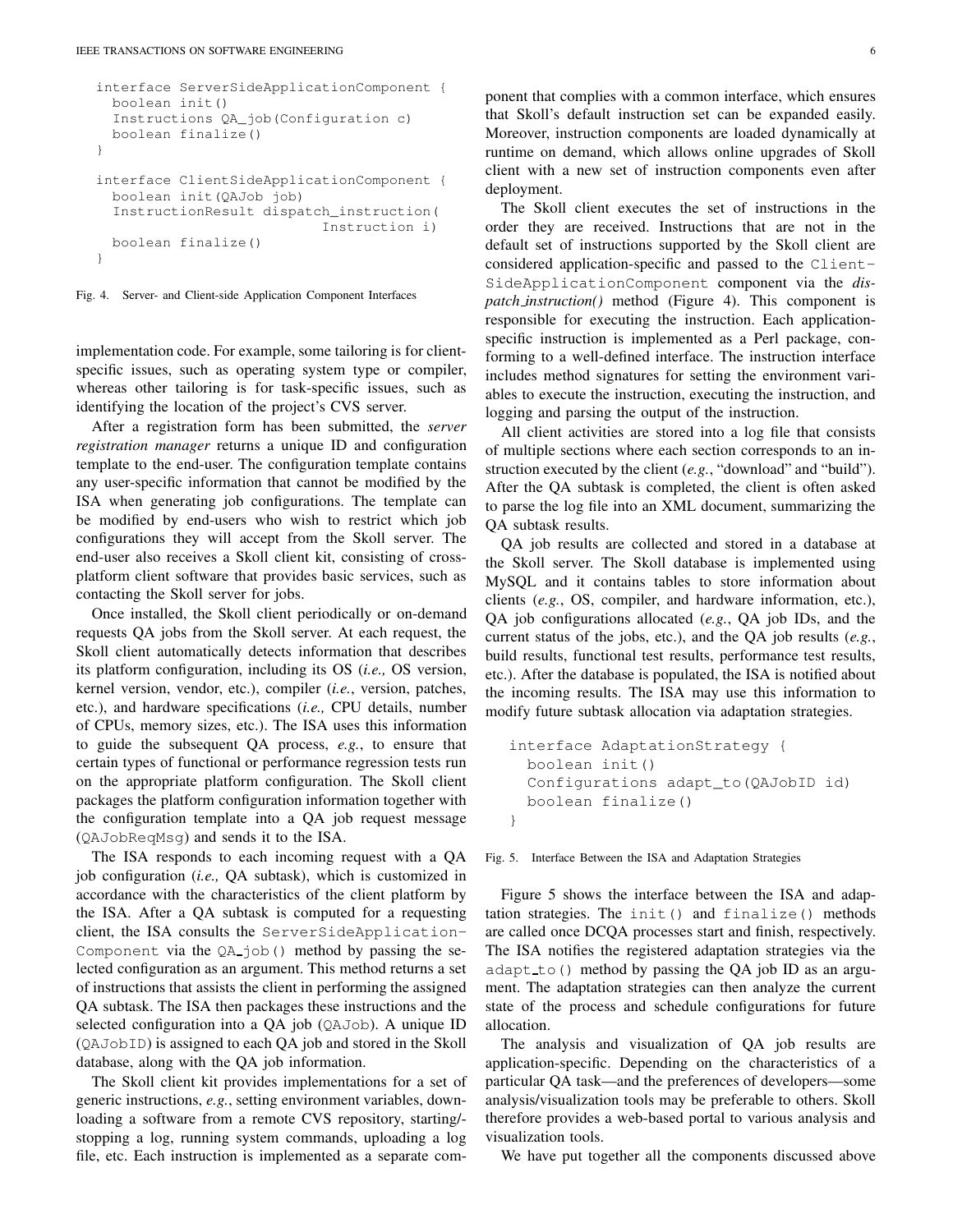```
interface ServerSideApplicationComponent {
  boolean init()
  Instructions QA_job(Configuration c)
  boolean finalize()
}

interface ClientSideApplicationComponent {
  boolean init(QAJob job)
  InstructionResult dispatch_instruction(
                          Instruction i)
  boolean finalize()
}
```

Fig. 4. Server- and Client-side Application Component Interfaces

implementation code. For example, some tailoring is for client-specific issues, such as operating system type or compiler, whereas other tailoring is for task-specific issues, such as identifying the location of the project's CVS server.

After a registration form has been submitted, the *server registration manager* returns a unique ID and configuration template to the end-user. The configuration template contains any user-specific information that cannot be modified by the ISA when generating job configurations. The template can be modified by end-users who wish to restrict which job configurations they will accept from the Skoll server. The end-user also receives a Skoll client kit, consisting of cross-platform client software that provides basic services, such as contacting the Skoll server for jobs.

Once installed, the Skoll client periodically or on-demand requests QA jobs from the Skoll server. At each request, the Skoll client automatically detects information that describes its platform configuration, including its OS (*i.e.,* OS version, kernel version, vendor, etc.), compiler (*i.e.*, version, patches, etc.), and hardware specifications (*i.e.,* CPU details, number of CPUs, memory sizes, etc.). The ISA uses this information to guide the subsequent QA process, *e.g.*, to ensure that certain types of functional or performance regression tests run on the appropriate platform configuration. The Skoll client packages the platform configuration information together with the configuration template into a QA job request message (`QAJobReqMsg`) and sends it to the ISA.

The ISA responds to each incoming request with a QA job configuration (*i.e.,* QA subtask), which is customized in accordance with the characteristics of the client platform by the ISA. After a QA subtask is computed for a requesting client, the ISA consults the `ServerSideApplicationComponent` via the `QA_job()` method by passing the selected configuration as an argument. This method returns a set of instructions that assists the client in performing the assigned QA subtask. The ISA then packages these instructions and the selected configuration into a QA job (`QAJob`). A unique ID (`QAJobID`) is assigned to each QA job and stored in the Skoll database, along with the QA job information.

The Skoll client kit provides implementations for a set of generic instructions, *e.g.*, setting environment variables, downloading a software from a remote CVS repository, starting/stopping a log, running system commands, uploading a log file, etc. Each instruction is implemented as a separate component that complies with a common interface, which ensures that Skoll's default instruction set can be expanded easily. Moreover, instruction components are loaded dynamically at runtime on demand, which allows online upgrades of Skoll client with a new set of instruction components even after deployment.

The Skoll client executes the set of instructions in the order they are received. Instructions that are not in the default set of instructions supported by the Skoll client are considered application-specific and passed to the `ClientSideApplicationComponent` component via the *dispatch_instruction()* method (Figure 4). This component is responsible for executing the instruction. Each application-specific instruction is implemented as a Perl package, conforming to a well-defined interface. The instruction interface includes method signatures for setting the environment variables to execute the instruction, executing the instruction, and logging and parsing the output of the instruction.

All client activities are stored into a log file that consists of multiple sections where each section corresponds to an instruction executed by the client (*e.g.*, "download" and "build"). After the QA subtask is completed, the client is often asked to parse the log file into an XML document, summarizing the QA subtask results.

QA job results are collected and stored in a database at the Skoll server. The Skoll database is implemented using MySQL and it contains tables to store information about clients (*e.g.*, OS, compiler, and hardware information, etc.), QA job configurations allocated (*e.g.*, QA job IDs, and the current status of the jobs, etc.), and the QA job results (*e.g.*, build results, functional test results, performance test results, etc.). After the database is populated, the ISA is notified about the incoming results. The ISA may use this information to modify future subtask allocation via adaptation strategies.

```
interface AdaptationStrategy {
  boolean init()
  Configurations adapt_to(QAJobID id)
  boolean finalize()
}
```

Fig. 5. Interface Between the ISA and Adaptation Strategies

Figure 5 shows the interface between the ISA and adaptation strategies. The `init()` and `finalize()` methods are called once DCQA processes start and finish, respectively. The ISA notifies the registered adaptation strategies via the `adapt_to()` method by passing the QA job ID as an argument. The adaptation strategies can then analyze the current state of the process and schedule configurations for future allocation.

The analysis and visualization of QA job results are application-specific. Depending on the characteristics of a particular QA task—and the preferences of developers—some analysis/visualization tools may be preferable to others. Skoll therefore provides a web-based portal to various analysis and visualization tools.

We have put together all the components discussed above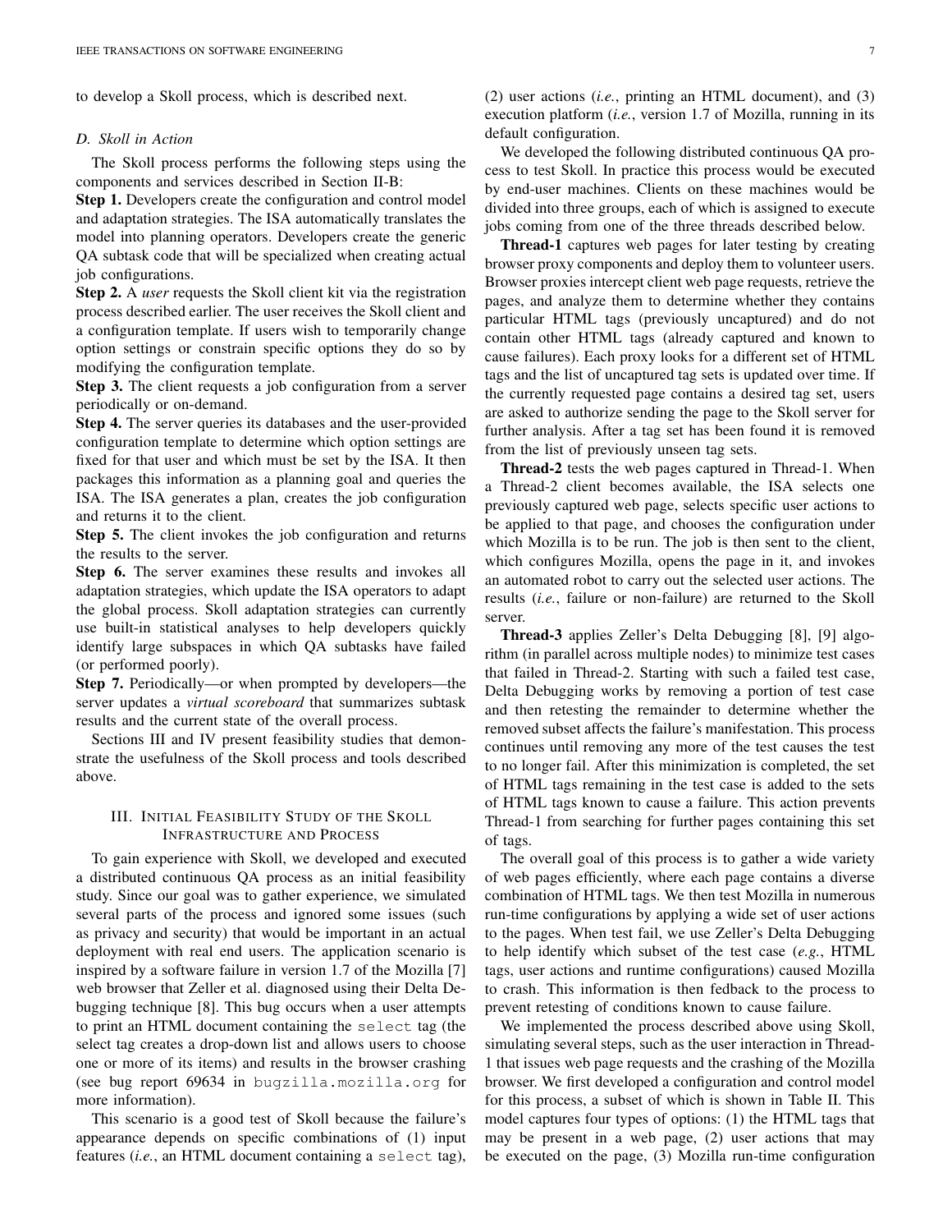to develop a Skoll process, which is described next.

### D. Skoll in Action

The Skoll process performs the following steps using the components and services described in Section II-B:

**Step 1.** Developers create the configuration and control model and adaptation strategies. The ISA automatically translates the model into planning operators. Developers create the generic QA subtask code that will be specialized when creating actual job configurations.

**Step 2.** A *user* requests the Skoll client kit via the registration process described earlier. The user receives the Skoll client and a configuration template. If users wish to temporarily change option settings or constrain specific options they do so by modifying the configuration template.

**Step 3.** The client requests a job configuration from a server periodically or on-demand.

**Step 4.** The server queries its databases and the user-provided configuration template to determine which option settings are fixed for that user and which must be set by the ISA. It then packages this information as a planning goal and queries the ISA. The ISA generates a plan, creates the job configuration and returns it to the client.

**Step 5.** The client invokes the job configuration and returns the results to the server.

**Step 6.** The server examines these results and invokes all adaptation strategies, which update the ISA operators to adapt the global process. Skoll adaptation strategies can currently use built-in statistical analyses to help developers quickly identify large subspaces in which QA subtasks have failed (or performed poorly).

**Step 7.** Periodically—or when prompted by developers—the server updates a *virtual scoreboard* that summarizes subtask results and the current state of the overall process.

Sections III and IV present feasibility studies that demonstrate the usefulness of the Skoll process and tools described above.

## III. Initial Feasibility Study of the Skoll Infrastructure and Process

To gain experience with Skoll, we developed and executed a distributed continuous QA process as an initial feasibility study. Since our goal was to gather experience, we simulated several parts of the process and ignored some issues (such as privacy and security) that would be important in an actual deployment with real end users. The application scenario is inspired by a software failure in version 1.7 of the Mozilla [7] web browser that Zeller et al. diagnosed using their Delta Debugging technique [8]. This bug occurs when a user attempts to print an HTML document containing the `select` tag (the select tag creates a drop-down list and allows users to choose one or more of its items) and results in the browser crashing (see bug report 69634 in `bugzilla.mozilla.org` for more information).

This scenario is a good test of Skoll because the failure's appearance depends on specific combinations of (1) input features (*i.e.*, an HTML document containing a `select` tag), (2) user actions (*i.e.*, printing an HTML document), and (3) execution platform (*i.e.*, version 1.7 of Mozilla, running in its default configuration.

We developed the following distributed continuous QA process to test Skoll. In practice this process would be executed by end-user machines. Clients on these machines would be divided into three groups, each of which is assigned to execute jobs coming from one of the three threads described below.

**Thread-1** captures web pages for later testing by creating browser proxy components and deploy them to volunteer users. Browser proxies intercept client web page requests, retrieve the pages, and analyze them to determine whether they contains particular HTML tags (previously uncaptured) and do not contain other HTML tags (already captured and known to cause failures). Each proxy looks for a different set of HTML tags and the list of uncaptured tag sets is updated over time. If the currently requested page contains a desired tag set, users are asked to authorize sending the page to the Skoll server for further analysis. After a tag set has been found it is removed from the list of previously unseen tag sets.

**Thread-2** tests the web pages captured in Thread-1. When a Thread-2 client becomes available, the ISA selects one previously captured web page, selects specific user actions to be applied to that page, and chooses the configuration under which Mozilla is to be run. The job is then sent to the client, which configures Mozilla, opens the page in it, and invokes an automated robot to carry out the selected user actions. The results (*i.e.*, failure or non-failure) are returned to the Skoll server.

**Thread-3** applies Zeller's Delta Debugging [8], [9] algorithm (in parallel across multiple nodes) to minimize test cases that failed in Thread-2. Starting with such a failed test case, Delta Debugging works by removing a portion of test case and then retesting the remainder to determine whether the removed subset affects the failure's manifestation. This process continues until removing any more of the test causes the test to no longer fail. After this minimization is completed, the set of HTML tags remaining in the test case is added to the sets of HTML tags known to cause a failure. This action prevents Thread-1 from searching for further pages containing this set of tags.

The overall goal of this process is to gather a wide variety of web pages efficiently, where each page contains a diverse combination of HTML tags. We then test Mozilla in numerous run-time configurations by applying a wide set of user actions to the pages. When test fail, we use Zeller's Delta Debugging to help identify which subset of the test case (*e.g.*, HTML tags, user actions and runtime configurations) caused Mozilla to crash. This information is then fedback to the process to prevent retesting of conditions known to cause failure.

We implemented the process described above using Skoll, simulating several steps, such as the user interaction in Thread-1 that issues web page requests and the crashing of the Mozilla browser. We first developed a configuration and control model for this process, a subset of which is shown in Table II. This model captures four types of options: (1) the HTML tags that may be present in a web page, (2) user actions that may be executed on the page, (3) Mozilla run-time configuration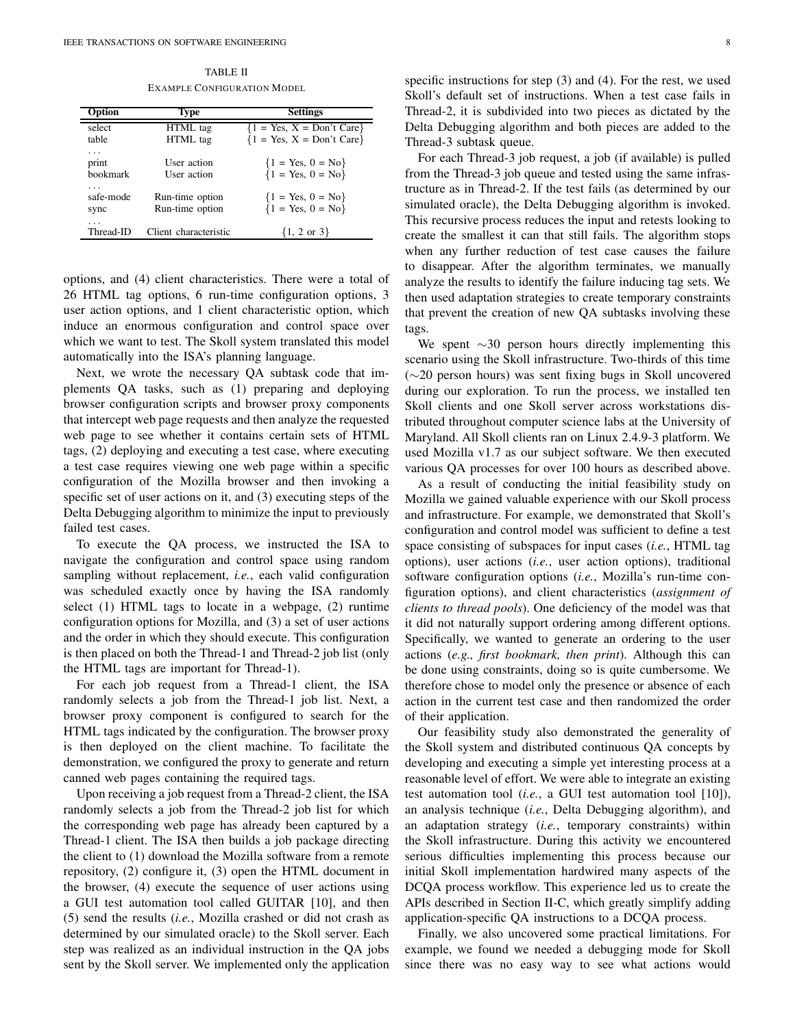TABLE II
EXAMPLE CONFIGURATION MODEL

| Option | Type | Settings |
|---|---|---|
| select | HTML tag | {1 = Yes, X = Don't Care} |
| table | HTML tag | {1 = Yes, X = Don't Care} |
| ... | | |
| print | User action | {1 = Yes, 0 = No} |
| bookmark | User action | {1 = Yes, 0 = No} |
| ... | | |
| safe-mode | Run-time option | {1 = Yes, 0 = No} |
| sync | Run-time option | {1 = Yes, 0 = No} |
| ... | | |
| Thread-ID | Client characteristic | {1, 2 or 3} |

options, and (4) client characteristics. There were a total of 26 HTML tag options, 6 run-time configuration options, 3 user action options, and 1 client characteristic option, which induce an enormous configuration and control space over which we want to test. The Skoll system translated this model automatically into the ISA's planning language.

Next, we wrote the necessary QA subtask code that implements QA tasks, such as (1) preparing and deploying browser configuration scripts and browser proxy components that intercept web page requests and then analyze the requested web page to see whether it contains certain sets of HTML tags, (2) deploying and executing a test case, where executing a test case requires viewing one web page within a specific configuration of the Mozilla browser and then invoking a specific set of user actions on it, and (3) executing steps of the Delta Debugging algorithm to minimize the input to previously failed test cases.

To execute the QA process, we instructed the ISA to navigate the configuration and control space using random sampling without replacement, *i.e.*, each valid configuration was scheduled exactly once by having the ISA randomly select (1) HTML tags to locate in a webpage, (2) runtime configuration options for Mozilla, and (3) a set of user actions and the order in which they should execute. This configuration is then placed on both the Thread-1 and Thread-2 job list (only the HTML tags are important for Thread-1).

For each job request from a Thread-1 client, the ISA randomly selects a job from the Thread-1 job list. Next, a browser proxy component is configured to search for the HTML tags indicated by the configuration. The browser proxy is then deployed on the client machine. To facilitate the demonstration, we configured the proxy to generate and return canned web pages containing the required tags.

Upon receiving a job request from a Thread-2 client, the ISA randomly selects a job from the Thread-2 job list for which the corresponding web page has already been captured by a Thread-1 client. The ISA then builds a job package directing the client to (1) download the Mozilla software from a remote repository, (2) configure it, (3) open the HTML document in the browser, (4) execute the sequence of user actions using a GUI test automation tool called GUITAR [10], and then (5) send the results (*i.e.*, Mozilla crashed or did not crash as determined by our simulated oracle) to the Skoll server. Each step was realized as an individual instruction in the QA jobs sent by the Skoll server. We implemented only the application specific instructions for step (3) and (4). For the rest, we used Skoll's default set of instructions. When a test case fails in Thread-2, it is subdivided into two pieces as dictated by the Delta Debugging algorithm and both pieces are added to the Thread-3 subtask queue.

For each Thread-3 job request, a job (if available) is pulled from the Thread-3 job queue and tested using the same infrastructure as in Thread-2. If the test fails (as determined by our simulated oracle), the Delta Debugging algorithm is invoked. This recursive process reduces the input and retests looking to create the smallest it can that still fails. The algorithm stops when any further reduction of test case causes the failure to disappear. After the algorithm terminates, we manually analyze the results to identify the failure inducing tag sets. We then used adaptation strategies to create temporary constraints that prevent the creation of new QA subtasks involving these tags.

We spent $\sim$30 person hours directly implementing this scenario using the Skoll infrastructure. Two-thirds of this time ($\sim$20 person hours) was sent fixing bugs in Skoll uncovered during our exploration. To run the process, we installed ten Skoll clients and one Skoll server across workstations distributed throughout computer science labs at the University of Maryland. All Skoll clients ran on Linux 2.4.9-3 platform. We used Mozilla v1.7 as our subject software. We then executed various QA processes for over 100 hours as described above.

As a result of conducting the initial feasibility study on Mozilla we gained valuable experience with our Skoll process and infrastructure. For example, we demonstrated that Skoll's configuration and control model was sufficient to define a test space consisting of subspaces for input cases (*i.e.*, HTML tag options), user actions (*i.e.*, user action options), traditional software configuration options (*i.e.*, Mozilla's run-time configuration options), and client characteristics (*assignment of clients to thread pools*). One deficiency of the model was that it did not naturally support ordering among different options. Specifically, we wanted to generate an ordering to the user actions (*e.g., first bookmark, then print*). Although this can be done using constraints, doing so is quite cumbersome. We therefore chose to model only the presence or absence of each action in the current test case and then randomized the order of their application.

Our feasibility study also demonstrated the generality of the Skoll system and distributed continuous QA concepts by developing and executing a simple yet interesting process at a reasonable level of effort. We were able to integrate an existing test automation tool (*i.e.*, a GUI test automation tool [10]), an analysis technique (*i.e.*, Delta Debugging algorithm), and an adaptation strategy (*i.e.*, temporary constraints) within the Skoll infrastructure. During this activity we encountered serious difficulties implementing this process because our initial Skoll implementation hardwired many aspects of the DCQA process workflow. This experience led us to create the APIs described in Section II-C, which greatly simplify adding application-specific QA instructions to a DCQA process.

Finally, we also uncovered some practical limitations. For example, we found we needed a debugging mode for Skoll since there was no easy way to see what actions would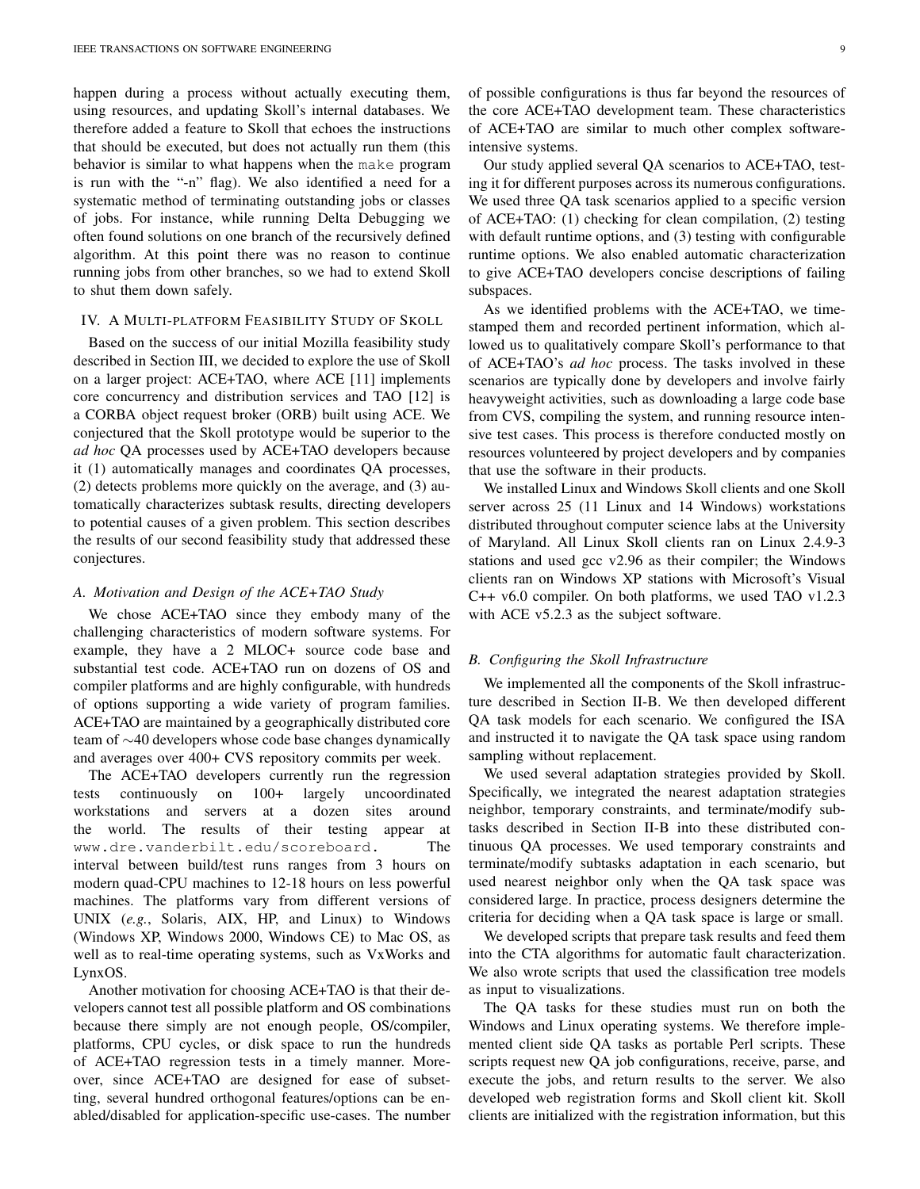happen during a process without actually executing them, using resources, and updating Skoll's internal databases. We therefore added a feature to Skoll that echoes the instructions that should be executed, but does not actually run them (this behavior is similar to what happens when the `make` program is run with the "-n" flag). We also identified a need for a systematic method of terminating outstanding jobs or classes of jobs. For instance, while running Delta Debugging we often found solutions on one branch of the recursively defined algorithm. At this point there was no reason to continue running jobs from other branches, so we had to extend Skoll to shut them down safely.

## IV. A Multi-platform Feasibility Study of Skoll

Based on the success of our initial Mozilla feasibility study described in Section III, we decided to explore the use of Skoll on a larger project: ACE+TAO, where ACE [11] implements core concurrency and distribution services and TAO [12] is a CORBA object request broker (ORB) built using ACE. We conjectured that the Skoll prototype would be superior to the *ad hoc* QA processes used by ACE+TAO developers because it (1) automatically manages and coordinates QA processes, (2) detects problems more quickly on the average, and (3) automatically characterizes subtask results, directing developers to potential causes of a given problem. This section describes the results of our second feasibility study that addressed these conjectures.

### A. Motivation and Design of the ACE+TAO Study

We chose ACE+TAO since they embody many of the challenging characteristics of modern software systems. For example, they have a 2 MLOC+ source code base and substantial test code. ACE+TAO run on dozens of OS and compiler platforms and are highly configurable, with hundreds of options supporting a wide variety of program families. ACE+TAO are maintained by a geographically distributed core team of ∼40 developers whose code base changes dynamically and averages over 400+ CVS repository commits per week.

The ACE+TAO developers currently run the regression tests continuously on 100+ largely uncoordinated workstations and servers at a dozen sites around the world. The results of their testing appear at `www.dre.vanderbilt.edu/scoreboard`. The interval between build/test runs ranges from 3 hours on modern quad-CPU machines to 12-18 hours on less powerful machines. The platforms vary from different versions of UNIX (*e.g.*, Solaris, AIX, HP, and Linux) to Windows (Windows XP, Windows 2000, Windows CE) to Mac OS, as well as to real-time operating systems, such as VxWorks and LynxOS.

Another motivation for choosing ACE+TAO is that their developers cannot test all possible platform and OS combinations because there simply are not enough people, OS/compiler, platforms, CPU cycles, or disk space to run the hundreds of ACE+TAO regression tests in a timely manner. Moreover, since ACE+TAO are designed for ease of subsetting, several hundred orthogonal features/options can be enabled/disabled for application-specific use-cases. The number of possible configurations is thus far beyond the resources of the core ACE+TAO development team. These characteristics of ACE+TAO are similar to much other complex software-intensive systems.

Our study applied several QA scenarios to ACE+TAO, testing it for different purposes across its numerous configurations. We used three QA task scenarios applied to a specific version of ACE+TAO: (1) checking for clean compilation, (2) testing with default runtime options, and (3) testing with configurable runtime options. We also enabled automatic characterization to give ACE+TAO developers concise descriptions of failing subspaces.

As we identified problems with the ACE+TAO, we time-stamped them and recorded pertinent information, which allowed us to qualitatively compare Skoll's performance to that of ACE+TAO's *ad hoc* process. The tasks involved in these scenarios are typically done by developers and involve fairly heavyweight activities, such as downloading a large code base from CVS, compiling the system, and running resource intensive test cases. This process is therefore conducted mostly on resources volunteered by project developers and by companies that use the software in their products.

We installed Linux and Windows Skoll clients and one Skoll server across 25 (11 Linux and 14 Windows) workstations distributed throughout computer science labs at the University of Maryland. All Linux Skoll clients ran on Linux 2.4.9-3 stations and used gcc v2.96 as their compiler; the Windows clients ran on Windows XP stations with Microsoft's Visual C++ v6.0 compiler. On both platforms, we used TAO v1.2.3 with ACE v5.2.3 as the subject software.

### B. Configuring the Skoll Infrastructure

We implemented all the components of the Skoll infrastructure described in Section II-B. We then developed different QA task models for each scenario. We configured the ISA and instructed it to navigate the QA task space using random sampling without replacement.

We used several adaptation strategies provided by Skoll. Specifically, we integrated the nearest adaptation strategies neighbor, temporary constraints, and terminate/modify subtasks described in Section II-B into these distributed continuous QA processes. We used temporary constraints and terminate/modify subtasks adaptation in each scenario, but used nearest neighbor only when the QA task space was considered large. In practice, process designers determine the criteria for deciding when a QA task space is large or small.

We developed scripts that prepare task results and feed them into the CTA algorithms for automatic fault characterization. We also wrote scripts that used the classification tree models as input to visualizations.

The QA tasks for these studies must run on both the Windows and Linux operating systems. We therefore implemented client side QA tasks as portable Perl scripts. These scripts request new QA job configurations, receive, parse, and execute the jobs, and return results to the server. We also developed web registration forms and Skoll client kit. Skoll clients are initialized with the registration information, but this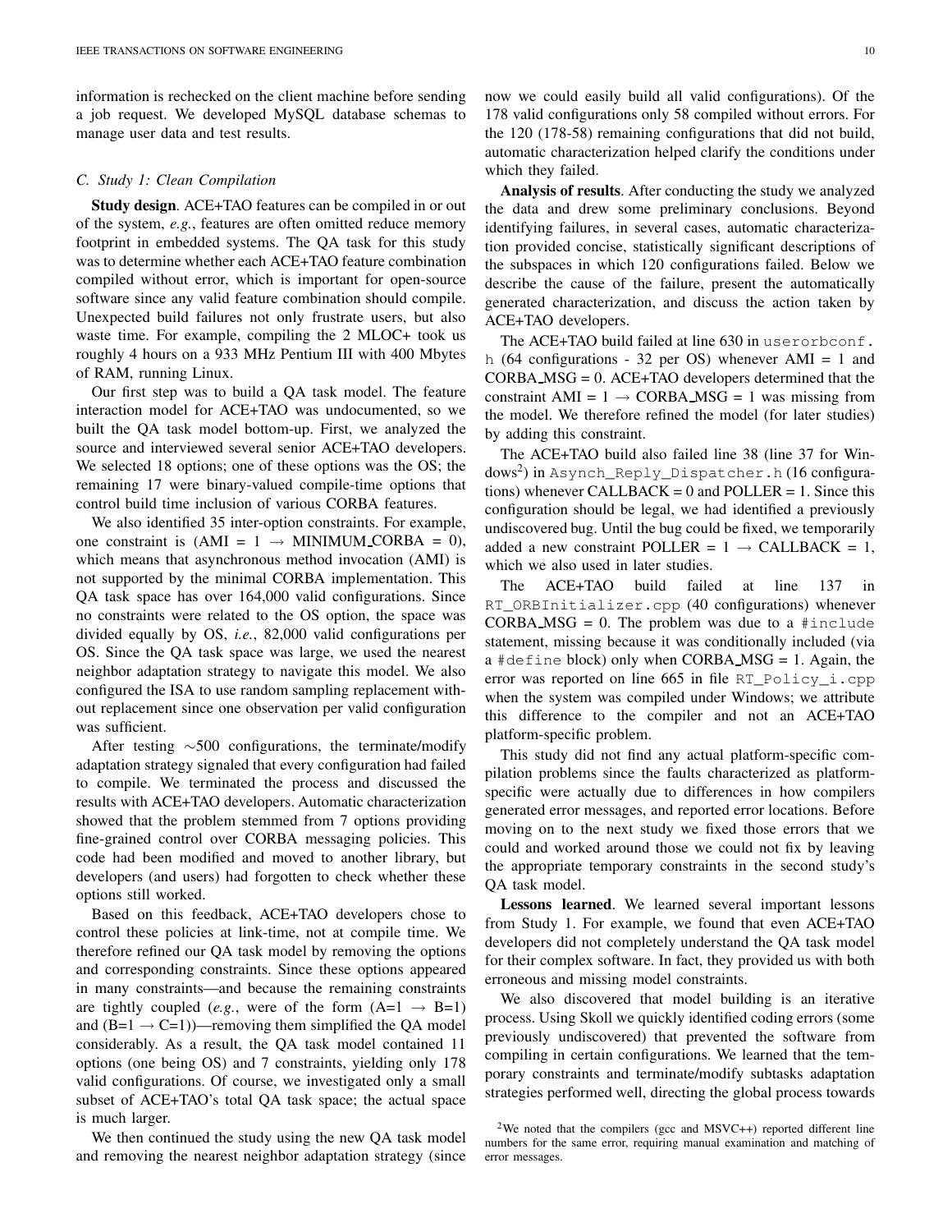information is rechecked on the client machine before sending a job request. We developed MySQL database schemas to manage user data and test results.

### C. Study 1: Clean Compilation

**Study design**. ACE+TAO features can be compiled in or out of the system, *e.g.*, features are often omitted reduce memory footprint in embedded systems. The QA task for this study was to determine whether each ACE+TAO feature combination compiled without error, which is important for open-source software since any valid feature combination should compile. Unexpected build failures not only frustrate users, but also waste time. For example, compiling the 2 MLOC+ took us roughly 4 hours on a 933 MHz Pentium III with 400 Mbytes of RAM, running Linux.

Our first step was to build a QA task model. The feature interaction model for ACE+TAO was undocumented, so we built the QA task model bottom-up. First, we analyzed the source and interviewed several senior ACE+TAO developers. We selected 18 options; one of these options was the OS; the remaining 17 were binary-valued compile-time options that control build time inclusion of various CORBA features.

We also identified 35 inter-option constraints. For example, one constraint is (AMI = 1 $\rightarrow$ MINIMUM_CORBA = 0), which means that asynchronous method invocation (AMI) is not supported by the minimal CORBA implementation. This QA task space has over 164,000 valid configurations. Since no constraints were related to the OS option, the space was divided equally by OS, *i.e.*, 82,000 valid configurations per OS. Since the QA task space was large, we used the nearest neighbor adaptation strategy to navigate this model. We also configured the ISA to use random sampling replacement without replacement since one observation per valid configuration was sufficient.

After testing $\sim$500 configurations, the terminate/modify adaptation strategy signaled that every configuration had failed to compile. We terminated the process and discussed the results with ACE+TAO developers. Automatic characterization showed that the problem stemmed from 7 options providing fine-grained control over CORBA messaging policies. This code had been modified and moved to another library, but developers (and users) had forgotten to check whether these options still worked.

Based on this feedback, ACE+TAO developers chose to control these policies at link-time, not at compile time. We therefore refined our QA task model by removing the options and corresponding constraints. Since these options appeared in many constraints—and because the remaining constraints are tightly coupled (*e.g.*, were of the form (A=1 $\rightarrow$ B=1) and (B=1 $\rightarrow$ C=1))—removing them simplified the QA model considerably. As a result, the QA task model contained 11 options (one being OS) and 7 constraints, yielding only 178 valid configurations. Of course, we investigated only a small subset of ACE+TAO's total QA task space; the actual space is much larger.

We then continued the study using the new QA task model and removing the nearest neighbor adaptation strategy (since now we could easily build all valid configurations). Of the 178 valid configurations only 58 compiled without errors. For the 120 (178-58) remaining configurations that did not build, automatic characterization helped clarify the conditions under which they failed.

**Analysis of results**. After conducting the study we analyzed the data and drew some preliminary conclusions. Beyond identifying failures, in several cases, automatic characterization provided concise, statistically significant descriptions of the subspaces in which 120 configurations failed. Below we describe the cause of the failure, present the automatically generated characterization, and discuss the action taken by ACE+TAO developers.

The ACE+TAO build failed at line 630 in `userorbconf.h` (64 configurations - 32 per OS) whenever AMI = 1 and CORBA_MSG = 0. ACE+TAO developers determined that the constraint AMI = 1 $\rightarrow$ CORBA_MSG = 1 was missing from the model. We therefore refined the model (for later studies) by adding this constraint.

The ACE+TAO build also failed line 38 (line 37 for Windows[2]) in `Asynch_Reply_Dispatcher.h` (16 configurations) whenever CALLBACK = 0 and POLLER = 1. Since this configuration should be legal, we had identified a previously undiscovered bug. Until the bug could be fixed, we temporarily added a new constraint POLLER = 1 $\rightarrow$ CALLBACK = 1, which we also used in later studies.

The ACE+TAO build failed at line 137 in `RT_ORBInitializer.cpp` (40 configurations) whenever CORBA_MSG = 0. The problem was due to a `#include` statement, missing because it was conditionally included (via a `#define` block) only when CORBA_MSG = 1. Again, the error was reported on line 665 in file `RT_Policy_i.cpp` when the system was compiled under Windows; we attribute this difference to the compiler and not an ACE+TAO platform-specific problem.

This study did not find any actual platform-specific compilation problems since the faults characterized as platform-specific were actually due to differences in how compilers generated error messages, and reported error locations. Before moving on to the next study we fixed those errors that we could and worked around those we could not fix by leaving the appropriate temporary constraints in the second study's QA task model.

**Lessons learned**. We learned several important lessons from Study 1. For example, we found that even ACE+TAO developers did not completely understand the QA task model for their complex software. In fact, they provided us with both erroneous and missing model constraints.

We also discovered that model building is an iterative process. Using Skoll we quickly identified coding errors (some previously undiscovered) that prevented the software from compiling in certain configurations. We learned that the temporary constraints and terminate/modify subtasks adaptation strategies performed well, directing the global process towards

[2] We noted that the compilers (gcc and MSVC++) reported different line numbers for the same error, requiring manual examination and matching of error messages.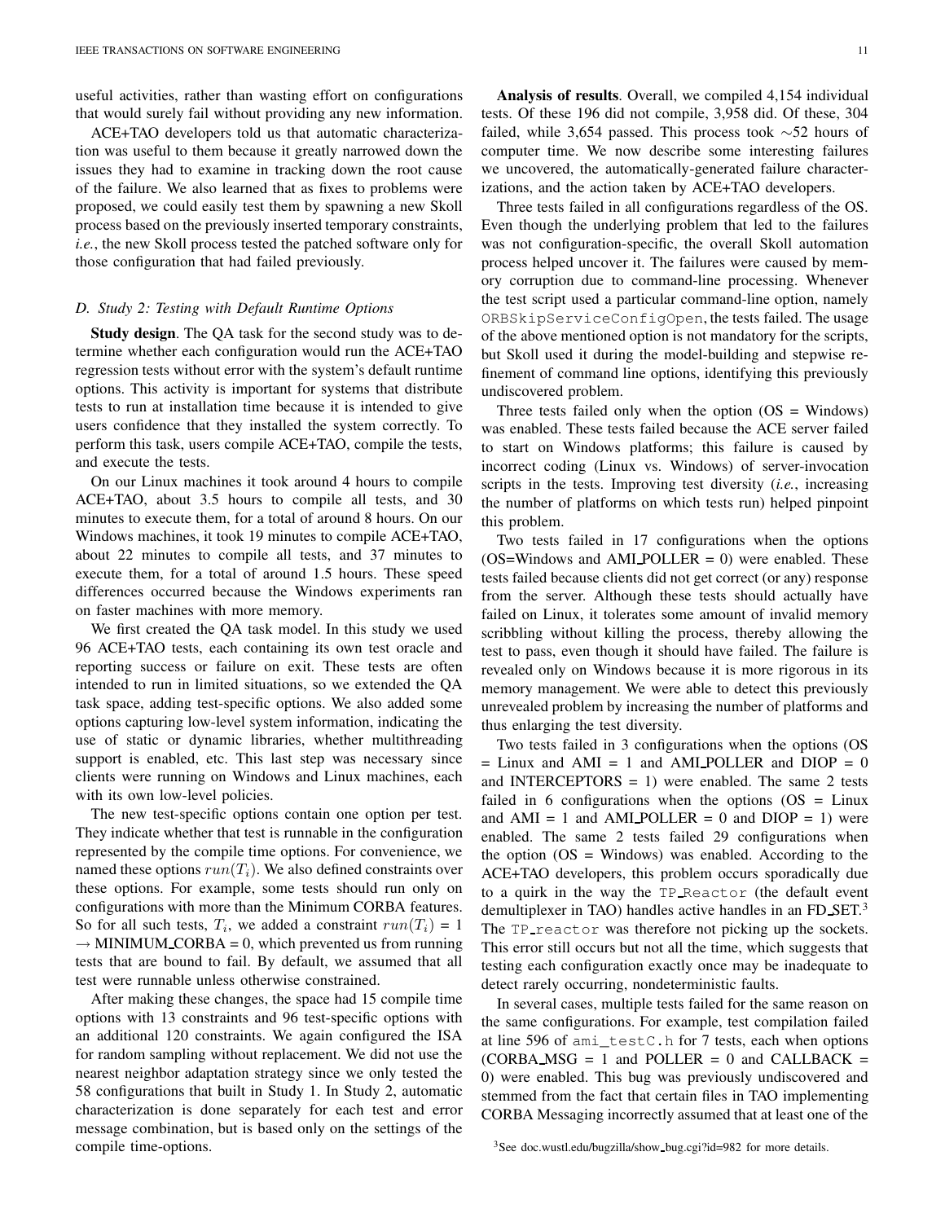useful activities, rather than wasting effort on configurations that would surely fail without providing any new information.

ACE+TAO developers told us that automatic characterization was useful to them because it greatly narrowed down the issues they had to examine in tracking down the root cause of the failure. We also learned that as fixes to problems were proposed, we could easily test them by spawning a new Skoll process based on the previously inserted temporary constraints, *i.e.*, the new Skoll process tested the patched software only for those configuration that had failed previously.

### D. Study 2: Testing with Default Runtime Options

**Study design**. The QA task for the second study was to determine whether each configuration would run the ACE+TAO regression tests without error with the system's default runtime options. This activity is important for systems that distribute tests to run at installation time because it is intended to give users confidence that they installed the system correctly. To perform this task, users compile ACE+TAO, compile the tests, and execute the tests.

On our Linux machines it took around 4 hours to compile ACE+TAO, about 3.5 hours to compile all tests, and 30 minutes to execute them, for a total of around 8 hours. On our Windows machines, it took 19 minutes to compile ACE+TAO, about 22 minutes to compile all tests, and 37 minutes to execute them, for a total of around 1.5 hours. These speed differences occurred because the Windows experiments ran on faster machines with more memory.

We first created the QA task model. In this study we used 96 ACE+TAO tests, each containing its own test oracle and reporting success or failure on exit. These tests are often intended to run in limited situations, so we extended the QA task space, adding test-specific options. We also added some options capturing low-level system information, indicating the use of static or dynamic libraries, whether multithreading support is enabled, etc. This last step was necessary since clients were running on Windows and Linux machines, each with its own low-level policies.

The new test-specific options contain one option per test. They indicate whether that test is runnable in the configuration represented by the compile time options. For convenience, we named these options $run(T_i)$. We also defined constraints over these options. For example, some tests should run only on configurations with more than the Minimum CORBA features. So for all such tests, $T_i$, we added a constraint $run(T_i) = 1 \rightarrow$ MINIMUM_CORBA = 0, which prevented us from running tests that are bound to fail. By default, we assumed that all test were runnable unless otherwise constrained.

After making these changes, the space had 15 compile time options with 13 constraints and 96 test-specific options with an additional 120 constraints. We again configured the ISA for random sampling without replacement. We did not use the nearest neighbor adaptation strategy since we only tested the 58 configurations that built in Study 1. In Study 2, automatic characterization is done separately for each test and error message combination, but is based only on the settings of the compile time-options.

**Analysis of results**. Overall, we compiled 4,154 individual tests. Of these 196 did not compile, 3,958 did. Of these, 304 failed, while 3,654 passed. This process took ~52 hours of computer time. We now describe some interesting failures we uncovered, the automatically-generated failure characterizations, and the action taken by ACE+TAO developers.

Three tests failed in all configurations regardless of the OS. Even though the underlying problem that led to the failures was not configuration-specific, the overall Skoll automation process helped uncover it. The failures were caused by memory corruption due to command-line processing. Whenever the test script used a particular command-line option, namely `ORBSkipServiceConfigOpen`, the tests failed. The usage of the above mentioned option is not mandatory for the scripts, but Skoll used it during the model-building and stepwise refinement of command line options, identifying this previously undiscovered problem.

Three tests failed only when the option (OS = Windows) was enabled. These tests failed because the ACE server failed to start on Windows platforms; this failure is caused by incorrect coding (Linux vs. Windows) of server-invocation scripts in the tests. Improving test diversity (*i.e.*, increasing the number of platforms on which tests run) helped pinpoint this problem.

Two tests failed in 17 configurations when the options (OS=Windows and AMI_POLLER = 0) were enabled. These tests failed because clients did not get correct (or any) response from the server. Although these tests should actually have failed on Linux, it tolerates some amount of invalid memory scribbling without killing the process, thereby allowing the test to pass, even though it should have failed. The failure is revealed only on Windows because it is more rigorous in its memory management. We were able to detect this previously unrevealed problem by increasing the number of platforms and thus enlarging the test diversity.

Two tests failed in 3 configurations when the options (OS = Linux and AMI = 1 and AMI_POLLER and DIOP = 0 and INTERCEPTORS = 1) were enabled. The same 2 tests failed in 6 configurations when the options (OS = Linux and AMI = 1 and AMI_POLLER = 0 and DIOP = 1) were enabled. The same 2 tests failed 29 configurations when the option (OS = Windows) was enabled. According to the ACE+TAO developers, this problem occurs sporadically due to a quirk in the way the `TP_Reactor` (the default event demultiplexer in TAO) handles active handles in an FD_SET.[3] The `TP_reactor` was therefore not picking up the sockets. This error still occurs but not all the time, which suggests that testing each configuration exactly once may be inadequate to detect rarely occurring, nondeterministic faults.

In several cases, multiple tests failed for the same reason on the same configurations. For example, test compilation failed at line 596 of `ami_testC.h` for 7 tests, each when options (CORBA_MSG = 1 and POLLER = 0 and CALLBACK = 0) were enabled. This bug was previously undiscovered and stemmed from the fact that certain files in TAO implementing CORBA Messaging incorrectly assumed that at least one of the

[3] See doc.wustl.edu/bugzilla/show_bug.cgi?id=982 for more details.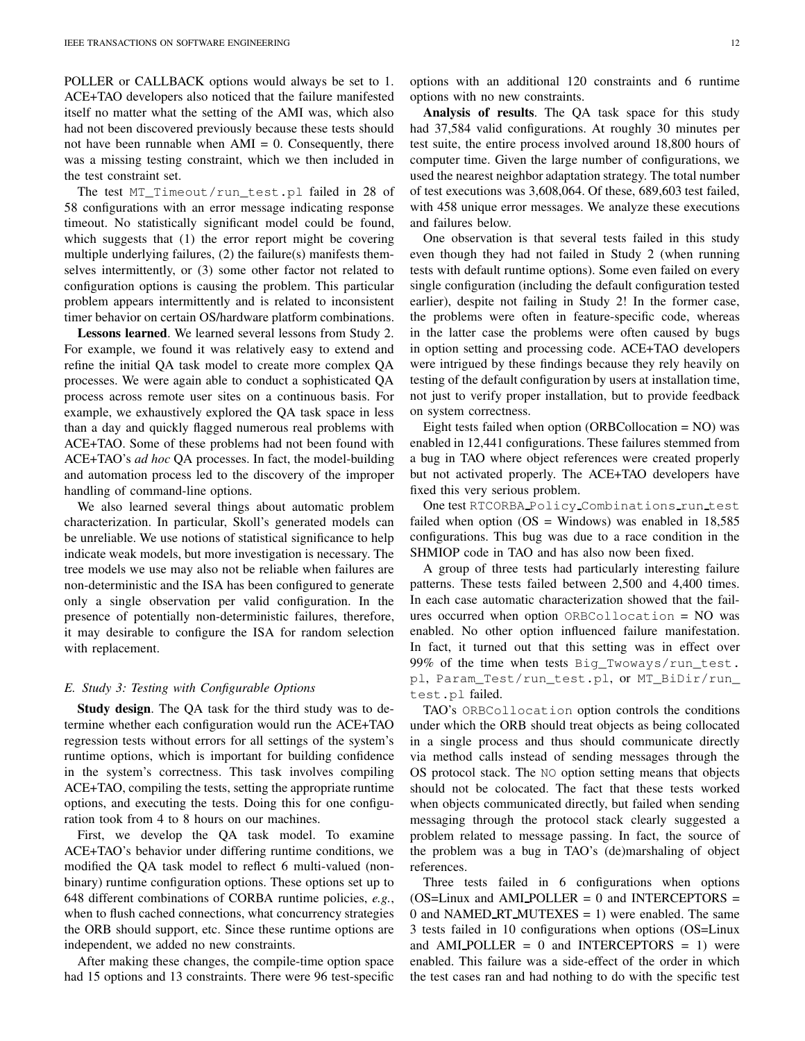POLLER or CALLBACK options would always be set to 1. ACE+TAO developers also noticed that the failure manifested itself no matter what the setting of the AMI was, which also had not been discovered previously because these tests should not have been runnable when AMI = 0. Consequently, there was a missing testing constraint, which we then included in the test constraint set.

The test `MT_Timeout/run_test.pl` failed in 28 of 58 configurations with an error message indicating response timeout. No statistically significant model could be found, which suggests that (1) the error report might be covering multiple underlying failures, (2) the failure(s) manifests themselves intermittently, or (3) some other factor not related to configuration options is causing the problem. This particular problem appears intermittently and is related to inconsistent timer behavior on certain OS/hardware platform combinations.

**Lessons learned**. We learned several lessons from Study 2. For example, we found it was relatively easy to extend and refine the initial QA task model to create more complex QA processes. We were again able to conduct a sophisticated QA process across remote user sites on a continuous basis. For example, we exhaustively explored the QA task space in less than a day and quickly flagged numerous real problems with ACE+TAO. Some of these problems had not been found with ACE+TAO's *ad hoc* QA processes. In fact, the model-building and automation process led to the discovery of the improper handling of command-line options.

We also learned several things about automatic problem characterization. In particular, Skoll's generated models can be unreliable. We use notions of statistical significance to help indicate weak models, but more investigation is necessary. The tree models we use may also not be reliable when failures are non-deterministic and the ISA has been configured to generate only a single observation per valid configuration. In the presence of potentially non-deterministic failures, therefore, it may desirable to configure the ISA for random selection with replacement.

### E. Study 3: Testing with Configurable Options

**Study design**. The QA task for the third study was to determine whether each configuration would run the ACE+TAO regression tests without errors for all settings of the system's runtime options, which is important for building confidence in the system's correctness. This task involves compiling ACE+TAO, compiling the tests, setting the appropriate runtime options, and executing the tests. Doing this for one configuration took from 4 to 8 hours on our machines.

First, we develop the QA task model. To examine ACE+TAO's behavior under differing runtime conditions, we modified the QA task model to reflect 6 multi-valued (non-binary) runtime configuration options. These options set up to 648 different combinations of CORBA runtime policies, *e.g.*, when to flush cached connections, what concurrency strategies the ORB should support, etc. Since these runtime options are independent, we added no new constraints.

After making these changes, the compile-time option space had 15 options and 13 constraints. There were 96 test-specific options with an additional 120 constraints and 6 runtime options with no new constraints.

**Analysis of results**. The QA task space for this study had 37,584 valid configurations. At roughly 30 minutes per test suite, the entire process involved around 18,800 hours of computer time. Given the large number of configurations, we used the nearest neighbor adaptation strategy. The total number of test executions was 3,608,064. Of these, 689,603 test failed, with 458 unique error messages. We analyze these executions and failures below.

One observation is that several tests failed in this study even though they had not failed in Study 2 (when running tests with default runtime options). Some even failed on every single configuration (including the default configuration tested earlier), despite not failing in Study 2! In the former case, the problems were often in feature-specific code, whereas in the latter case the problems were often caused by bugs in option setting and processing code. ACE+TAO developers were intrigued by these findings because they rely heavily on testing of the default configuration by users at installation time, not just to verify proper installation, but to provide feedback on system correctness.

Eight tests failed when option (ORBCollocation = NO) was enabled in 12,441 configurations. These failures stemmed from a bug in TAO where object references were created properly but not activated properly. The ACE+TAO developers have fixed this very serious problem.

One test `RTCORBA_Policy_Combinations_run_test` failed when option (OS = Windows) was enabled in 18,585 configurations. This bug was due to a race condition in the SHMIOP code in TAO and has also now been fixed.

A group of three tests had particularly interesting failure patterns. These tests failed between 2,500 and 4,400 times. In each case automatic characterization showed that the failures occurred when option `ORBCollocation` = NO was enabled. No other option influenced failure manifestation. In fact, it turned out that this setting was in effect over 99% of the time when tests `Big_Twoways/run_test.pl`, `Param_Test/run_test.pl`, or `MT_BiDir/run_test.pl` failed.

TAO's `ORBCollocation` option controls the conditions under which the ORB should treat objects as being collocated in a single process and thus should communicate directly via method calls instead of sending messages through the OS protocol stack. The `NO` option setting means that objects should not be colocated. The fact that these tests worked when objects communicated directly, but failed when sending messaging through the protocol stack clearly suggested a problem related to message passing. In fact, the source of the problem was a bug in TAO's (de)marshaling of object references.

Three tests failed in 6 configurations when options (OS=Linux and AMI_POLLER = 0 and INTERCEPTORS = 0 and NAMED_RT_MUTEXES = 1) were enabled. The same 3 tests failed in 10 configurations when options (OS=Linux and AMI_POLLER = 0 and INTERCEPTORS = 1) were enabled. This failure was a side-effect of the order in which the test cases ran and had nothing to do with the specific test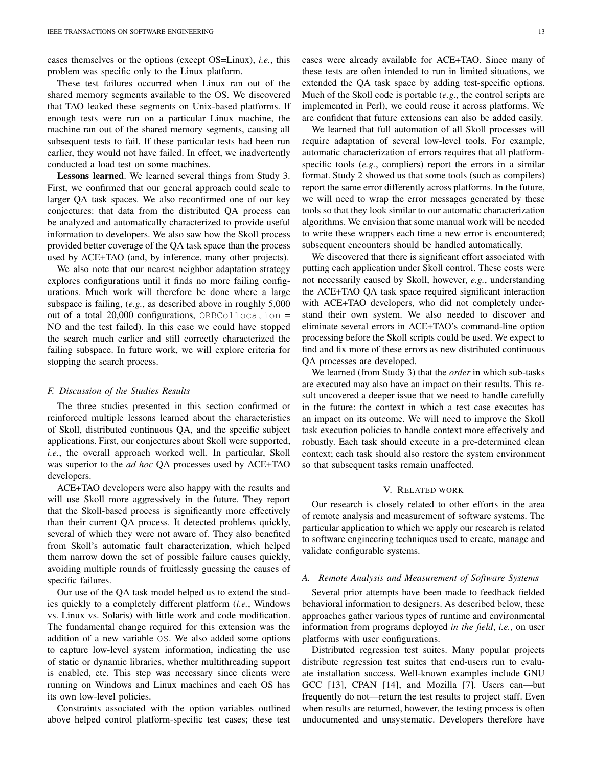cases themselves or the options (except OS=Linux), *i.e.*, this problem was specific only to the Linux platform.

These test failures occurred when Linux ran out of the shared memory segments available to the OS. We discovered that TAO leaked these segments on Unix-based platforms. If enough tests were run on a particular Linux machine, the machine ran out of the shared memory segments, causing all subsequent tests to fail. If these particular tests had been run earlier, they would not have failed. In effect, we inadvertently conducted a load test on some machines.

**Lessons learned**. We learned several things from Study 3. First, we confirmed that our general approach could scale to larger QA task spaces. We also reconfirmed one of our key conjectures: that data from the distributed QA process can be analyzed and automatically characterized to provide useful information to developers. We also saw how the Skoll process provided better coverage of the QA task space than the process used by ACE+TAO (and, by inference, many other projects).

We also note that our nearest neighbor adaptation strategy explores configurations until it finds no more failing configurations. Much work will therefore be done where a large subspace is failing, (*e.g.*, as described above in roughly 5,000 out of a total 20,000 configurations, `ORBCollocation` = NO and the test failed). In this case we could have stopped the search much earlier and still correctly characterized the failing subspace. In future work, we will explore criteria for stopping the search process.

### F. Discussion of the Studies Results

The three studies presented in this section confirmed or reinforced multiple lessons learned about the characteristics of Skoll, distributed continuous QA, and the specific subject applications. First, our conjectures about Skoll were supported, *i.e.*, the overall approach worked well. In particular, Skoll was superior to the *ad hoc* QA processes used by ACE+TAO developers.

ACE+TAO developers were also happy with the results and will use Skoll more aggressively in the future. They report that the Skoll-based process is significantly more effectively than their current QA process. It detected problems quickly, several of which they were not aware of. They also benefited from Skoll's automatic fault characterization, which helped them narrow down the set of possible failure causes quickly, avoiding multiple rounds of fruitlessly guessing the causes of specific failures.

Our use of the QA task model helped us to extend the studies quickly to a completely different platform (*i.e.*, Windows vs. Linux vs. Solaris) with little work and code modification. The fundamental change required for this extension was the addition of a new variable `OS`. We also added some options to capture low-level system information, indicating the use of static or dynamic libraries, whether multithreading support is enabled, etc. This step was necessary since clients were running on Windows and Linux machines and each OS has its own low-level policies.

Constraints associated with the option variables outlined above helped control platform-specific test cases; these test cases were already available for ACE+TAO. Since many of these tests are often intended to run in limited situations, we extended the QA task space by adding test-specific options. Much of the Skoll code is portable (*e.g.*, the control scripts are implemented in Perl), we could reuse it across platforms. We are confident that future extensions can also be added easily.

We learned that full automation of all Skoll processes will require adaptation of several low-level tools. For example, automatic characterization of errors requires that all platform-specific tools (*e.g.*, compliers) report the errors in a similar format. Study 2 showed us that some tools (such as compilers) report the same error differently across platforms. In the future, we will need to wrap the error messages generated by these tools so that they look similar to our automatic characterization algorithms. We envision that some manual work will be needed to write these wrappers each time a new error is encountered; subsequent encounters should be handled automatically.

We discovered that there is significant effort associated with putting each application under Skoll control. These costs were not necessarily caused by Skoll, however, *e.g.*, understanding the ACE+TAO QA task space required significant interaction with ACE+TAO developers, who did not completely understand their own system. We also needed to discover and eliminate several errors in ACE+TAO's command-line option processing before the Skoll scripts could be used. We expect to find and fix more of these errors as new distributed continuous QA processes are developed.

We learned (from Study 3) that the *order* in which sub-tasks are executed may also have an impact on their results. This result uncovered a deeper issue that we need to handle carefully in the future: the context in which a test case executes has an impact on its outcome. We will need to improve the Skoll task execution policies to handle context more effectively and robustly. Each task should execute in a pre-determined clean context; each task should also restore the system environment so that subsequent tasks remain unaffected.

## V. Related work

Our research is closely related to other efforts in the area of remote analysis and measurement of software systems. The particular application to which we apply our research is related to software engineering techniques used to create, manage and validate configurable systems.

### A. Remote Analysis and Measurement of Software Systems

Several prior attempts have been made to feedback fielded behavioral information to designers. As described below, these approaches gather various types of runtime and environmental information from programs deployed *in the field*, *i.e.*, on user platforms with user configurations.

Distributed regression test suites. Many popular projects distribute regression test suites that end-users run to evaluate installation success. Well-known examples include GNU GCC [13], CPAN [14], and Mozilla [7]. Users can—but frequently do not—return the test results to project staff. Even when results are returned, however, the testing process is often undocumented and unsystematic. Developers therefore have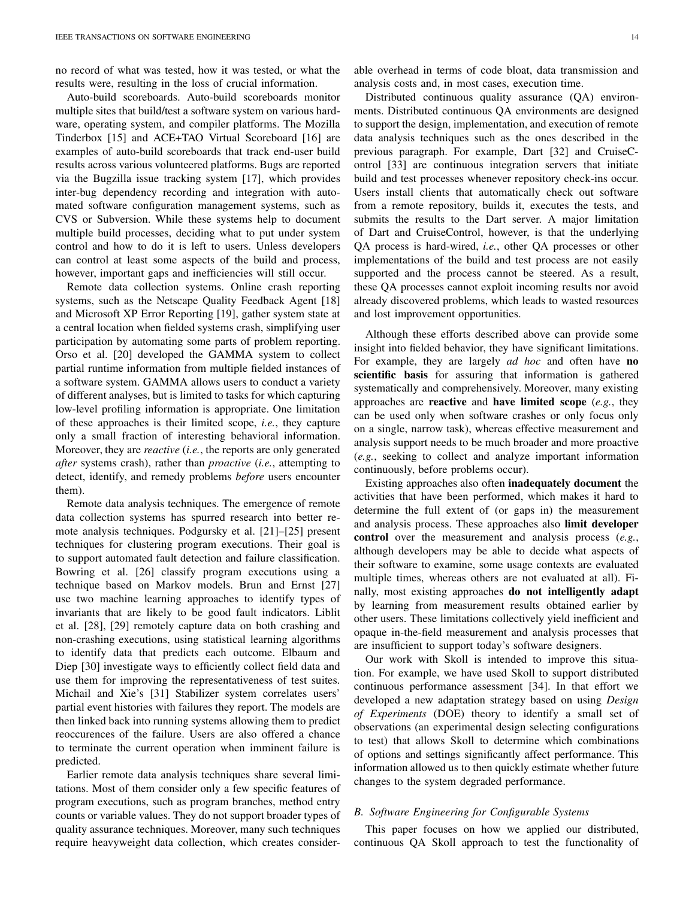no record of what was tested, how it was tested, or what the results were, resulting in the loss of crucial information.

Auto-build scoreboards. Auto-build scoreboards monitor multiple sites that build/test a software system on various hardware, operating system, and compiler platforms. The Mozilla Tinderbox [15] and ACE+TAO Virtual Scoreboard [16] are examples of auto-build scoreboards that track end-user build results across various volunteered platforms. Bugs are reported via the Bugzilla issue tracking system [17], which provides inter-bug dependency recording and integration with automated software configuration management systems, such as CVS or Subversion. While these systems help to document multiple build processes, deciding what to put under system control and how to do it is left to users. Unless developers can control at least some aspects of the build and process, however, important gaps and inefficiencies will still occur.

Remote data collection systems. Online crash reporting systems, such as the Netscape Quality Feedback Agent [18] and Microsoft XP Error Reporting [19], gather system state at a central location when fielded systems crash, simplifying user participation by automating some parts of problem reporting. Orso et al. [20] developed the GAMMA system to collect partial runtime information from multiple fielded instances of a software system. GAMMA allows users to conduct a variety of different analyses, but is limited to tasks for which capturing low-level profiling information is appropriate. One limitation of these approaches is their limited scope, *i.e.*, they capture only a small fraction of interesting behavioral information. Moreover, they are *reactive* (*i.e.*, the reports are only generated *after* systems crash), rather than *proactive* (*i.e.*, attempting to detect, identify, and remedy problems *before* users encounter them).

Remote data analysis techniques. The emergence of remote data collection systems has spurred research into better remote analysis techniques. Podgursky et al. [21]–[25] present techniques for clustering program executions. Their goal is to support automated fault detection and failure classification. Bowring et al. [26] classify program executions using a technique based on Markov models. Brun and Ernst [27] use two machine learning approaches to identify types of invariants that are likely to be good fault indicators. Liblit et al. [28], [29] remotely capture data on both crashing and non-crashing executions, using statistical learning algorithms to identify data that predicts each outcome. Elbaum and Diep [30] investigate ways to efficiently collect field data and use them for improving the representativeness of test suites. Michail and Xie's [31] Stabilizer system correlates users' partial event histories with failures they report. The models are then linked back into running systems allowing them to predict reoccurences of the failure. Users are also offered a chance to terminate the current operation when imminent failure is predicted.

Earlier remote data analysis techniques share several limitations. Most of them consider only a few specific features of program executions, such as program branches, method entry counts or variable values. They do not support broader types of quality assurance techniques. Moreover, many such techniques require heavyweight data collection, which creates considerable overhead in terms of code bloat, data transmission and analysis costs and, in most cases, execution time.

Distributed continuous quality assurance (QA) environments. Distributed continuous QA environments are designed to support the design, implementation, and execution of remote data analysis techniques such as the ones described in the previous paragraph. For example, Dart [32] and CruiseControl [33] are continuous integration servers that initiate build and test processes whenever repository check-ins occur. Users install clients that automatically check out software from a remote repository, builds it, executes the tests, and submits the results to the Dart server. A major limitation of Dart and CruiseControl, however, is that the underlying QA process is hard-wired, *i.e.*, other QA processes or other implementations of the build and test process are not easily supported and the process cannot be steered. As a result, these QA processes cannot exploit incoming results nor avoid already discovered problems, which leads to wasted resources and lost improvement opportunities.

Although these efforts described above can provide some insight into fielded behavior, they have significant limitations. For example, they are largely *ad hoc* and often have **no scientific basis** for assuring that information is gathered systematically and comprehensively. Moreover, many existing approaches are **reactive** and **have limited scope** (*e.g.*, they can be used only when software crashes or only focus only on a single, narrow task), whereas effective measurement and analysis support needs to be much broader and more proactive (*e.g.*, seeking to collect and analyze important information continuously, before problems occur).

Existing approaches also often **inadequately document** the activities that have been performed, which makes it hard to determine the full extent of (or gaps in) the measurement and analysis process. These approaches also **limit developer control** over the measurement and analysis process (*e.g.*, although developers may be able to decide what aspects of their software to examine, some usage contexts are evaluated multiple times, whereas others are not evaluated at all). Finally, most existing approaches **do not intelligently adapt** by learning from measurement results obtained earlier by other users. These limitations collectively yield inefficient and opaque in-the-field measurement and analysis processes that are insufficient to support today's software designers.

Our work with Skoll is intended to improve this situation. For example, we have used Skoll to support distributed continuous performance assessment [34]. In that effort we developed a new adaptation strategy based on using *Design of Experiments* (DOE) theory to identify a small set of observations (an experimental design selecting configurations to test) that allows Skoll to determine which combinations of options and settings significantly affect performance. This information allowed us to then quickly estimate whether future changes to the system degraded performance.

### B. Software Engineering for Configurable Systems

This paper focuses on how we applied our distributed, continuous QA Skoll approach to test the functionality of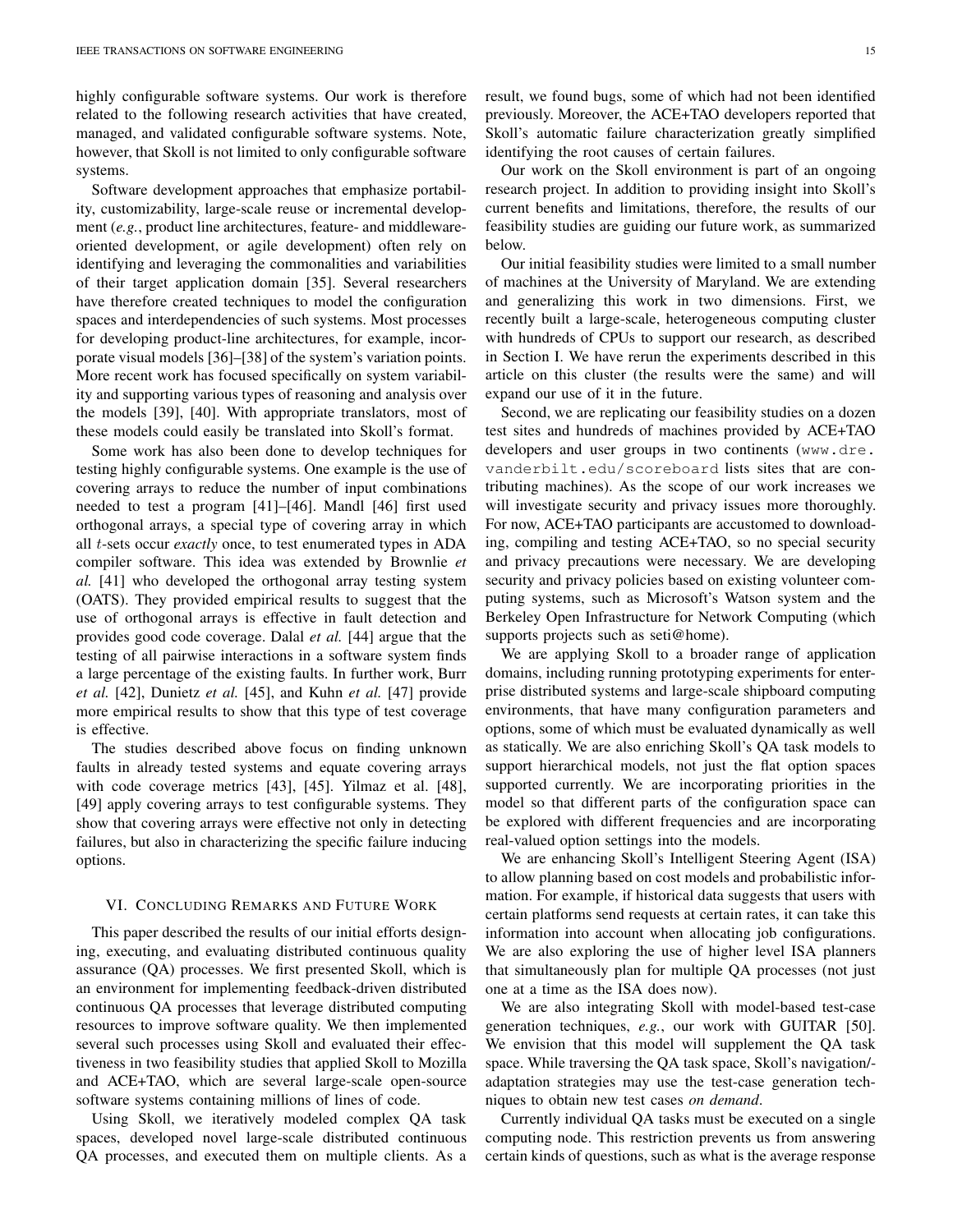highly configurable software systems. Our work is therefore related to the following research activities that have created, managed, and validated configurable software systems. Note, however, that Skoll is not limited to only configurable software systems.

Software development approaches that emphasize portability, customizability, large-scale reuse or incremental development (*e.g.*, product line architectures, feature- and middleware-oriented development, or agile development) often rely on identifying and leveraging the commonalities and variabilities of their target application domain [35]. Several researchers have therefore created techniques to model the configuration spaces and interdependencies of such systems. Most processes for developing product-line architectures, for example, incorporate visual models [36]–[38] of the system's variation points. More recent work has focused specifically on system variability and supporting various types of reasoning and analysis over the models [39], [40]. With appropriate translators, most of these models could easily be translated into Skoll's format.

Some work has also been done to develop techniques for testing highly configurable systems. One example is the use of covering arrays to reduce the number of input combinations needed to test a program [41]–[46]. Mandl [46] first used orthogonal arrays, a special type of covering array in which all $t$-sets occur *exactly* once, to test enumerated types in ADA compiler software. This idea was extended by Brownlie *et al.* [41] who developed the orthogonal array testing system (OATS). They provided empirical results to suggest that the use of orthogonal arrays is effective in fault detection and provides good code coverage. Dalal *et al.* [44] argue that the testing of all pairwise interactions in a software system finds a large percentage of the existing faults. In further work, Burr *et al.* [42], Dunietz *et al.* [45], and Kuhn *et al.* [47] provide more empirical results to show that this type of test coverage is effective.

The studies described above focus on finding unknown faults in already tested systems and equate covering arrays with code coverage metrics [43], [45]. Yilmaz et al. [48], [49] apply covering arrays to test configurable systems. They show that covering arrays were effective not only in detecting failures, but also in characterizing the specific failure inducing options.

## VI. Concluding Remarks and Future Work

This paper described the results of our initial efforts designing, executing, and evaluating distributed continuous quality assurance (QA) processes. We first presented Skoll, which is an environment for implementing feedback-driven distributed continuous QA processes that leverage distributed computing resources to improve software quality. We then implemented several such processes using Skoll and evaluated their effectiveness in two feasibility studies that applied Skoll to Mozilla and ACE+TAO, which are several large-scale open-source software systems containing millions of lines of code.

Using Skoll, we iteratively modeled complex QA task spaces, developed novel large-scale distributed continuous QA processes, and executed them on multiple clients. As a result, we found bugs, some of which had not been identified previously. Moreover, the ACE+TAO developers reported that Skoll's automatic failure characterization greatly simplified identifying the root causes of certain failures.

Our work on the Skoll environment is part of an ongoing research project. In addition to providing insight into Skoll's current benefits and limitations, therefore, the results of our feasibility studies are guiding our future work, as summarized below.

Our initial feasibility studies were limited to a small number of machines at the University of Maryland. We are extending and generalizing this work in two dimensions. First, we recently built a large-scale, heterogeneous computing cluster with hundreds of CPUs to support our research, as described in Section I. We have rerun the experiments described in this article on this cluster (the results were the same) and will expand our use of it in the future.

Second, we are replicating our feasibility studies on a dozen test sites and hundreds of machines provided by ACE+TAO developers and user groups in two continents (`www.dre.vanderbilt.edu/scoreboard` lists sites that are contributing machines). As the scope of our work increases we will investigate security and privacy issues more thoroughly. For now, ACE+TAO participants are accustomed to downloading, compiling and testing ACE+TAO, so no special security and privacy precautions were necessary. We are developing security and privacy policies based on existing volunteer computing systems, such as Microsoft's Watson system and the Berkeley Open Infrastructure for Network Computing (which supports projects such as seti@home).

We are applying Skoll to a broader range of application domains, including running prototyping experiments for enterprise distributed systems and large-scale shipboard computing environments, that have many configuration parameters and options, some of which must be evaluated dynamically as well as statically. We are also enriching Skoll's QA task models to support hierarchical models, not just the flat option spaces supported currently. We are incorporating priorities in the model so that different parts of the configuration space can be explored with different frequencies and are incorporating real-valued option settings into the models.

We are enhancing Skoll's Intelligent Steering Agent (ISA) to allow planning based on cost models and probabilistic information. For example, if historical data suggests that users with certain platforms send requests at certain rates, it can take this information into account when allocating job configurations. We are also exploring the use of higher level ISA planners that simultaneously plan for multiple QA processes (not just one at a time as the ISA does now).

We are also integrating Skoll with model-based test-case generation techniques, *e.g.*, our work with GUITAR [50]. We envision that this model will supplement the QA task space. While traversing the QA task space, Skoll's navigation/-adaptation strategies may use the test-case generation techniques to obtain new test cases *on demand*.

Currently individual QA tasks must be executed on a single computing node. This restriction prevents us from answering certain kinds of questions, such as what is the average response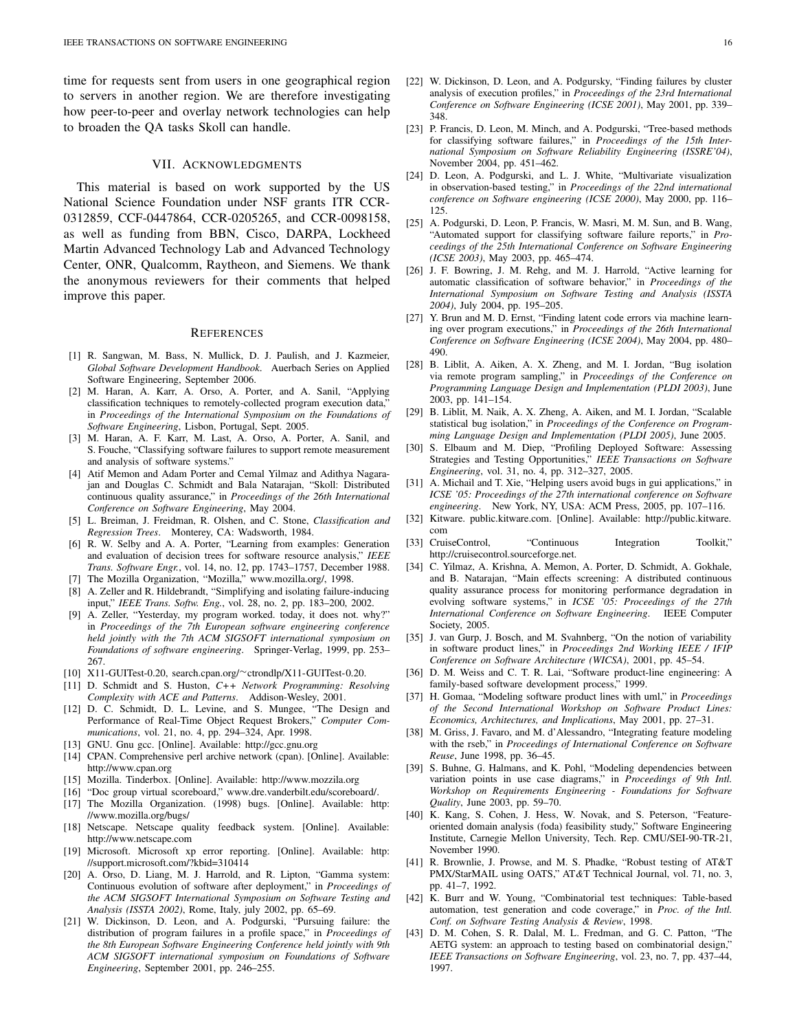time for requests sent from users in one geographical region to servers in another region. We are therefore investigating how peer-to-peer and overlay network technologies can help to broaden the QA tasks Skoll can handle.

## VII. Acknowledgments

This material is based on work supported by the US National Science Foundation under NSF grants ITR CCR-0312859, CCF-0447864, CCR-0205265, and CCR-0098158, as well as funding from BBN, Cisco, DARPA, Lockheed Martin Advanced Technology Lab and Advanced Technology Center, ONR, Qualcomm, Raytheon, and Siemens. We thank the anonymous reviewers for their comments that helped improve this paper.

## References

[1] R. Sangwan, M. Bass, N. Mullick, D. J. Paulish, and J. Kazmeier, *Global Software Development Handbook*. Auerbach Series on Applied Software Engineering, September 2006.

[2] M. Haran, A. Karr, A. Orso, A. Porter, and A. Sanil, "Applying classification techniques to remotely-collected program execution data," in *Proceedings of the International Symposium on the Foundations of Software Engineering*, Lisbon, Portugal, Sept. 2005.

[3] M. Haran, A. F. Karr, M. Last, A. Orso, A. Porter, A. Sanil, and S. Fouche, "Classifying software failures to support remote measurement and analysis of software systems."

[4] Atif Memon and Adam Porter and Cemal Yilmaz and Adithya Nagarajan and Douglas C. Schmidt and Bala Natarajan, "Skoll: Distributed continuous quality assurance," in *Proceedings of the 26th International Conference on Software Engineering*, May 2004.

[5] L. Breiman, J. Freidman, R. Olshen, and C. Stone, *Classification and Regression Trees*. Monterey, CA: Wadsworth, 1984.

[6] R. W. Selby and A. A. Porter, "Learning from examples: Generation and evaluation of decision trees for software resource analysis," *IEEE Trans. Software Engr.*, vol. 14, no. 12, pp. 1743–1757, December 1988.

[7] The Mozilla Organization, "Mozilla," www.mozilla.org/, 1998.

[8] A. Zeller and R. Hildebrandt, "Simplifying and isolating failure-inducing input," *IEEE Trans. Softw. Eng.*, vol. 28, no. 2, pp. 183–200, 2002.

[9] A. Zeller, "Yesterday, my program worked. today, it does not. why?" in *Proceedings of the 7th European software engineering conference held jointly with the 7th ACM SIGSOFT international symposium on Foundations of software engineering*. Springer-Verlag, 1999, pp. 253–267.

[10] X11-GUITest-0.20, search.cpan.org/~ctrondlp/X11-GUITest-0.20.

[11] D. Schmidt and S. Huston, *C++ Network Programming: Resolving Complexity with ACE and Patterns*. Addison-Wesley, 2001.

[12] D. C. Schmidt, D. L. Levine, and S. Mungee, "The Design and Performance of Real-Time Object Request Brokers," *Computer Communications*, vol. 21, no. 4, pp. 294–324, Apr. 1998.

[13] GNU. Gnu gcc. [Online]. Available: http://gcc.gnu.org

[14] CPAN. Comprehensive perl archive network (cpan). [Online]. Available: http://www.cpan.org

[15] Mozilla. Tinderbox. [Online]. Available: http://www.mozzila.org

[16] "Doc group virtual scoreboard," www.dre.vanderbilt.edu/scoreboard/.

[17] The Mozilla Organization. (1998) bugs. [Online]. Available: http://www.mozilla.org/bugs/

[18] Netscape. Netscape quality feedback system. [Online]. Available: http://www.netscape.com

[19] Microsoft. Microsoft xp error reporting. [Online]. Available: http://support.microsoft.com/?kbid=310414

[20] A. Orso, D. Liang, M. J. Harrold, and R. Lipton, "Gamma system: Continuous evolution of software after deployment," in *Proceedings of the ACM SIGSOFT International Symposium on Software Testing and Analysis (ISSTA 2002)*, Rome, Italy, july 2002, pp. 65–69.

[21] W. Dickinson, D. Leon, and A. Podgurski, "Pursuing failure: the distribution of program failures in a profile space," in *Proceedings of the 8th European Software Engineering Conference held jointly with 9th ACM SIGSOFT international symposium on Foundations of Software Engineering*, September 2001, pp. 246–255.

[22] W. Dickinson, D. Leon, and A. Podgursky, "Finding failures by cluster analysis of execution profiles," in *Proceedings of the 23rd International Conference on Software Engineering (ICSE 2001)*, May 2001, pp. 339–348.

[23] P. Francis, D. Leon, M. Minch, and A. Podgurski, "Tree-based methods for classifying software failures," in *Proceedings of the 15th International Symposium on Software Reliability Engineering (ISSRE'04)*, November 2004, pp. 451–462.

[24] D. Leon, A. Podgurski, and L. J. White, "Multivariate visualization in observation-based testing," in *Proceedings of the 22nd international conference on Software engineering (ICSE 2000)*, May 2000, pp. 116–125.

[25] A. Podgurski, D. Leon, P. Francis, W. Masri, M. M. Sun, and B. Wang, "Automated support for classifying software failure reports," in *Proceedings of the 25th International Conference on Software Engineering (ICSE 2003)*, May 2003, pp. 465–474.

[26] J. F. Bowring, J. M. Rehg, and M. J. Harrold, "Active learning for automatic classification of software behavior," in *Proceedings of the International Symposium on Software Testing and Analysis (ISSTA 2004)*, July 2004, pp. 195–205.

[27] Y. Brun and M. D. Ernst, "Finding latent code errors via machine learning over program executions," in *Proceedings of the 26th International Conference on Software Engineering (ICSE 2004)*, May 2004, pp. 480–490.

[28] B. Liblit, A. Aiken, A. X. Zheng, and M. I. Jordan, "Bug isolation via remote program sampling," in *Proceedings of the Conference on Programming Language Design and Implementation (PLDI 2003)*, June 2003, pp. 141–154.

[29] B. Liblit, M. Naik, A. X. Zheng, A. Aiken, and M. I. Jordan, "Scalable statistical bug isolation," in *Proceedings of the Conference on Programming Language Design and Implementation (PLDI 2005)*, June 2005.

[30] S. Elbaum and M. Diep, "Profiling Deployed Software: Assessing Strategies and Testing Opportunities," *IEEE Transactions on Software Engineering*, vol. 31, no. 4, pp. 312–327, 2005.

[31] A. Michail and T. Xie, "Helping users avoid bugs in gui applications," in *ICSE '05: Proceedings of the 27th international conference on Software engineering*. New York, NY, USA: ACM Press, 2005, pp. 107–116.

[32] Kitware. public.kitware.com. [Online]. Available: http://public.kitware.com

[33] CruiseControl, "Continuous Integration Toolkit," http://cruisecontrol.sourceforge.net.

[34] C. Yilmaz, A. Krishna, A. Memon, A. Porter, D. Schmidt, A. Gokhale, and B. Natarajan, "Main effects screening: A distributed continuous quality assurance process for monitoring performance degradation in evolving software systems," in *ICSE '05: Proceedings of the 27th International Conference on Software Engineering*. IEEE Computer Society, 2005.

[35] J. van Gurp, J. Bosch, and M. Svahnberg, "On the notion of variability in software product lines," in *Proceedings 2nd Working IEEE / IFIP Conference on Software Architecture (WICSA)*, 2001, pp. 45–54.

[36] D. M. Weiss and C. T. R. Lai, "Software product-line engineering: A family-based software development process," 1999.

[37] H. Gomaa, "Modeling software product lines with uml," in *Proceedings of the Second International Workshop on Software Product Lines: Economics, Architectures, and Implications*, May 2001, pp. 27–31.

[38] M. Griss, J. Favaro, and M. d'Alessandro, "Integrating feature modeling with the rseb," in *Proceedings of International Conference on Software Reuse*, June 1998, pp. 36–45.

[39] S. Buhne, G. Halmans, and K. Pohl, "Modeling dependencies between variation points in use case diagrams," in *Proceedings of 9th Intl. Workshop on Requirements Engineering - Foundations for Software Quality*, June 2003, pp. 59–70.

[40] K. Kang, S. Cohen, J. Hess, W. Novak, and S. Peterson, "Feature-oriented domain analysis (foda) feasibility study," Software Engineering Institute, Carnegie Mellon University, Tech. Rep. CMU/SEI-90-TR-21, November 1990.

[41] R. Brownlie, J. Prowse, and M. S. Phadke, "Robust testing of AT&T PMX/StarMAIL using OATS," AT&T Technical Journal, vol. 71, no. 3, pp. 41–7, 1992.

[42] K. Burr and W. Young, "Combinatorial test techniques: Table-based automation, test generation and code coverage," in *Proc. of the Intl. Conf. on Software Testing Analysis & Review*, 1998.

[43] D. M. Cohen, S. R. Dalal, M. L. Fredman, and G. C. Patton, "The AETG system: an approach to testing based on combinatorial design," *IEEE Transactions on Software Engineering*, vol. 23, no. 7, pp. 437–44, 1997.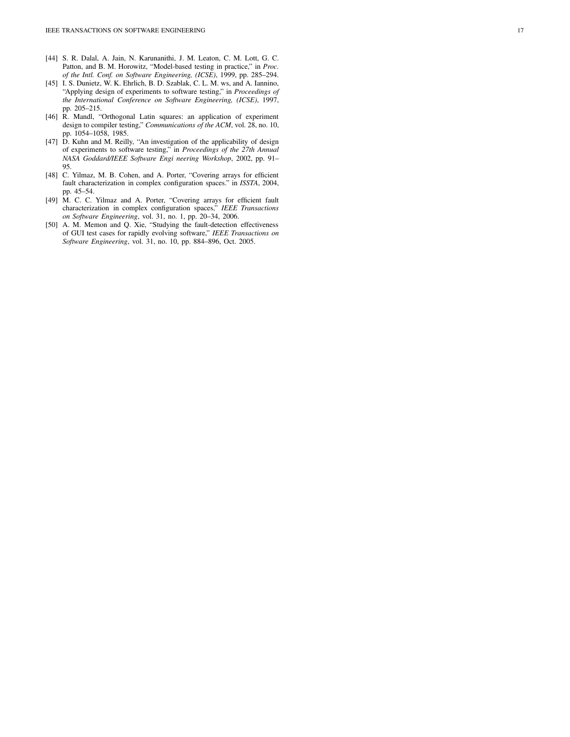[44] S. R. Dalal, A. Jain, N. Karunanithi, J. M. Leaton, C. M. Lott, G. C. Patton, and B. M. Horowitz, "Model-based testing in practice," in *Proc. of the Intl. Conf. on Software Engineering, (ICSE)*, 1999, pp. 285–294.

[45] I. S. Dunietz, W. K. Ehrlich, B. D. Szablak, C. L. M. ws, and A. Iannino, "Applying design of experiments to software testing," in *Proceedings of the International Conference on Software Engineering, (ICSE)*, 1997, pp. 205–215.

[46] R. Mandl, "Orthogonal Latin squares: an application of experiment design to compiler testing," *Communications of the ACM*, vol. 28, no. 10, pp. 1054–1058, 1985.

[47] D. Kuhn and M. Reilly, "An investigation of the applicability of design of experiments to software testing," in *Proceedings of the 27th Annual NASA Goddard/IEEE Software Engi neering Workshop*, 2002, pp. 91–95.

[48] C. Yilmaz, M. B. Cohen, and A. Porter, "Covering arrays for efficient fault characterization in complex configuration spaces." in *ISSTA*, 2004, pp. 45–54.

[49] M. C. C. Yilmaz and A. Porter, "Covering arrays for efficient fault characterization in complex configuration spaces," *IEEE Transactions on Software Engineering*, vol. 31, no. 1, pp. 20–34, 2006.

[50] A. M. Memon and Q. Xie, "Studying the fault-detection effectiveness of GUI test cases for rapidly evolving software," *IEEE Transactions on Software Engineering*, vol. 31, no. 10, pp. 884–896, Oct. 2005.